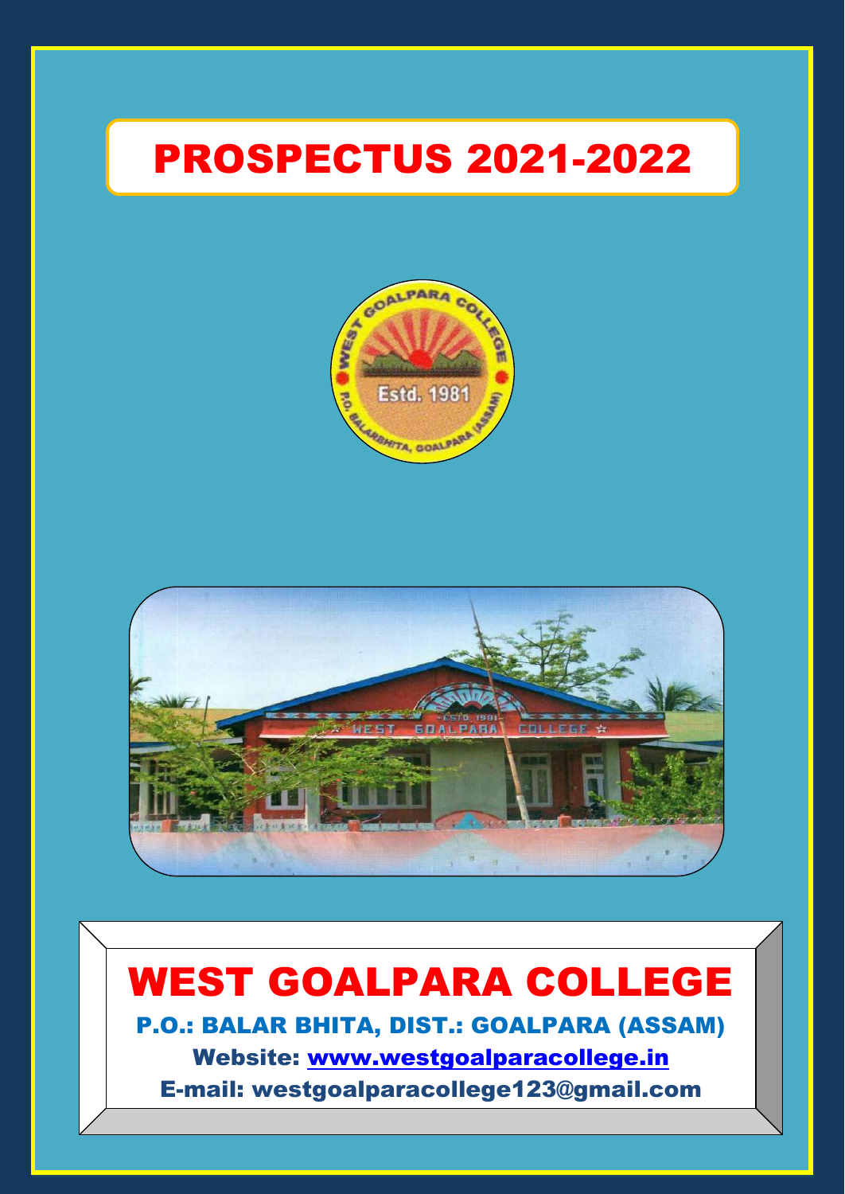# PROSPECTUS 2021-2022

# WEST GOALPARA COLLEGE

**P.O.: BALAR BHITA, DIST.: GOALPARA (ASSAM)**

**Website: [www.westgoalparacollege.in](http://www.westgoalparacollege.in)**

**E-mail: westgoalparacollege123@gmail.com**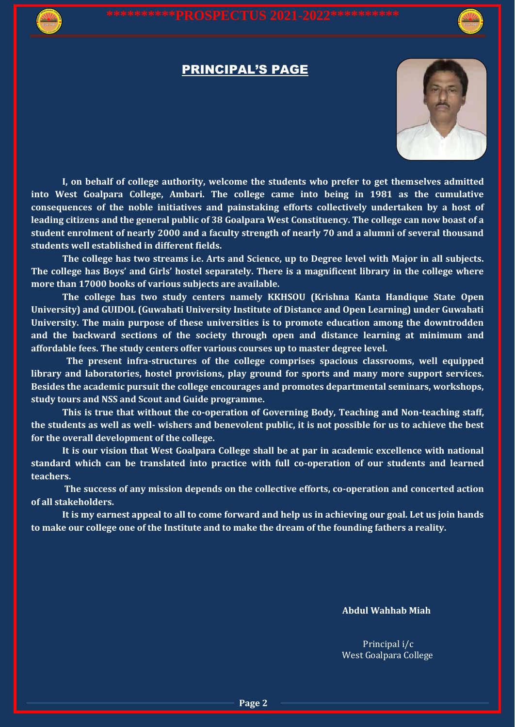## PRINCIPAL'S PAGE

**I, on behalf of college authority, welcome the students who prefer to get themselves admitted into West Goalpara College, Ambari. The college came into being in 1981 as the cumulative consequences of the noble initiatives and painstaking efforts collectively undertaken by a host of leading citizens and the general public of 38 Goalpara West Constituency. The college can now boast of a student enrolment of nearly 2000 and a faculty strength of nearly 70 and a alumni of several thousand students well established in different fields.**

**The college has two streams i.e. Arts and Science, up to Degree level with Major in all subjects. The college has Boys' and Girls' hostel separately. There is a magnificent library in the college where more than 17000 books of various subjects are available.**

**The college has two study centers namely KKHSOU (Krishna Kanta Handique State Open University) and GUIDOL (Guwahati University Institute of Distance and Open Learning) under Guwahati University. The main purpose of these universities is to promote education among the downtrodden and the backward sections of the society through open and distance learning at minimum and affordable fees. The study centers offer various courses up to master degree level.**

**The present infra-structures of the college comprises spacious classrooms, well equipped library and laboratories, hostel provisions, play ground for sports and many more support services. Besides the academic pursuit the college encourages and promotes departmental seminars, workshops, study tours and NSS and Scout and Guide programme.**

**This is true that without the co-operation of Governing Body, Teaching and Non-teaching staff, the students as well as well- wishers and benevolent public, it is not possible for us to achieve the best for the overall development of the college.**

**It is our vision that West Goalpara College shall be at par in academic excellence with national standard which can be translated into practice with full co-operation of our students and learned teachers.**

**The success of any mission depends on the collective efforts, co-operation and concerted action of all stakeholders.**

**It is my earnest appeal to all to come forward and help us in achieving our goal. Let us join hands to make our college one of the Institute and to make the dream of the founding fathers a reality.**

**Abdul Wahhab Miah**

Principal i/c
West Goalpara College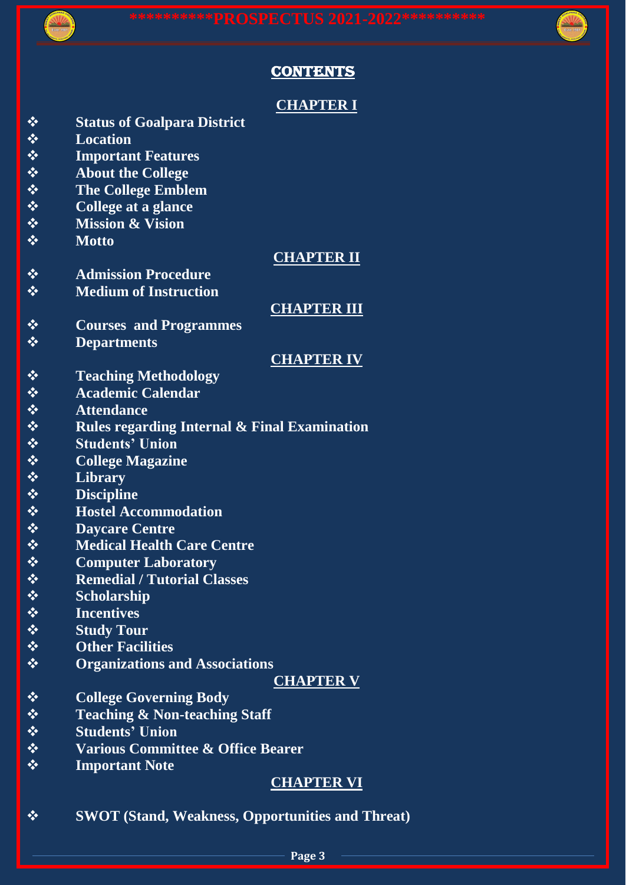# CONTENTS

## CHAPTER I

- **Status of Goalpara District**
- **Location**
- **Important Features**
- **About the College**
- **The College Emblem**
- **College at a glance**
- **Mission & Vision**
- **Motto**

## CHAPTER II

- **Admission Procedure**
- **Medium of Instruction**

## CHAPTER III

- **Courses and Programmes**
- **Departments**

## CHAPTER IV

- **Teaching Methodology**
- **Academic Calendar**
- **Attendance**
- **Rules regarding Internal & Final Examination**
- **Students' Union**
- **College Magazine**
- **Library**
- **Discipline**
- **Hostel Accommodation**
- **Daycare Centre**
- **Medical Health Care Centre**
- **Computer Laboratory**
- **Remedial / Tutorial Classes**
- **Scholarship**
- **Incentives**
- **Study Tour**
- **Other Facilities**
- **Organizations and Associations**

## CHAPTER V

- **College Governing Body**
- **Teaching & Non-teaching Staff**
- **Students' Union**
- **Various Committee & Office Bearer**
- **Important Note**

## CHAPTER VI

- **SWOT (Stand, Weakness, Opportunities and Threat)**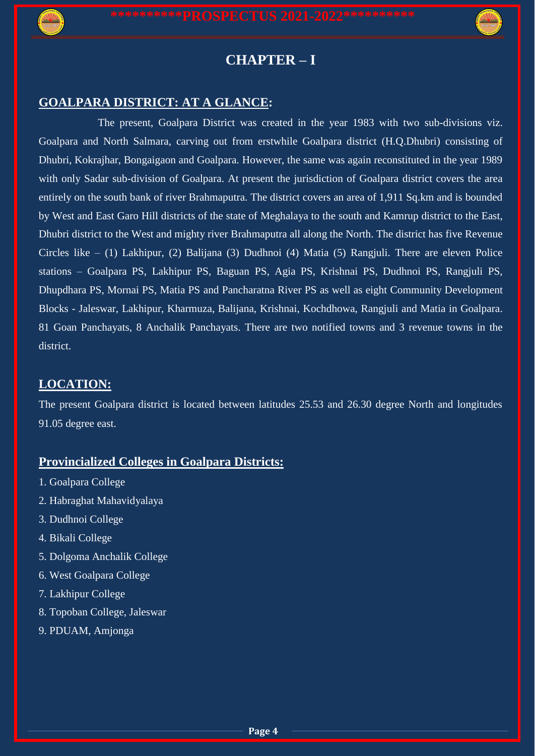# CHAPTER – I

## GOALPARA DISTRICT: AT A GLANCE:

The present, Goalpara District was created in the year 1983 with two sub-divisions viz. Goalpara and North Salmara, carving out from erstwhile Goalpara district (H.Q.Dhubri) consisting of Dhubri, Kokrajhar, Bongaigaon and Goalpara. However, the same was again reconstituted in the year 1989 with only Sadar sub-division of Goalpara. At present the jurisdiction of Goalpara district covers the area entirely on the south bank of river Brahmaputra. The district covers an area of 1,911 Sq.km and is bounded by West and East Garo Hill districts of the state of Meghalaya to the south and Kamrup district to the East, Dhubri district to the West and mighty river Brahmaputra all along the North. The district has five Revenue Circles like – (1) Lakhipur, (2) Balijana (3) Dudhnoi (4) Matia (5) Rangjuli. There are eleven Police stations – Goalpara PS, Lakhipur PS, Baguan PS, Agia PS, Krishnai PS, Dudhnoi PS, Rangjuli PS, Dhupdhara PS, Mornai PS, Matia PS and Pancharatna River PS as well as eight Community Development Blocks - Jaleswar, Lakhipur, Kharmuza, Balijana, Krishnai, Kochdhowa, Rangjuli and Matia in Goalpara. 81 Goan Panchayats, 8 Anchalik Panchayats. There are two notified towns and 3 revenue towns in the district.

## LOCATION:

The present Goalpara district is located between latitudes 25.53 and 26.30 degree North and longitudes 91.05 degree east.

## Provincialized Colleges in Goalpara Districts:

1. Goalpara College
2. Habraghat Mahavidyalaya
3. Dudhnoi College
4. Bikali College
5. Dolgoma Anchalik College
6. West Goalpara College
7. Lakhipur College
8. Topoban College, Jaleswar
9. PDUAM, Amjonga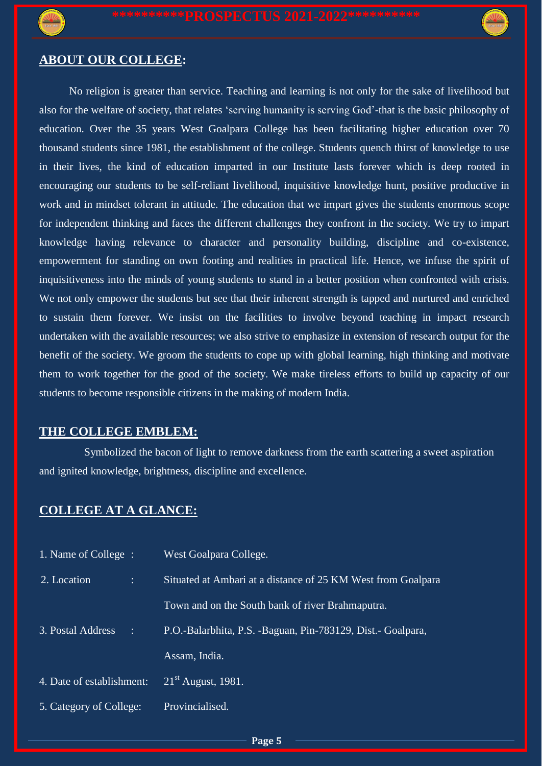## ABOUT OUR COLLEGE:

No religion is greater than service. Teaching and learning is not only for the sake of livelihood but also for the welfare of society, that relates 'serving humanity is serving God'-that is the basic philosophy of education. Over the 35 years West Goalpara College has been facilitating higher education over 70 thousand students since 1981, the establishment of the college. Students quench thirst of knowledge to use in their lives, the kind of education imparted in our Institute lasts forever which is deep rooted in encouraging our students to be self-reliant livelihood, inquisitive knowledge hunt, positive productive in work and in mindset tolerant in attitude. The education that we impart gives the students enormous scope for independent thinking and faces the different challenges they confront in the society. We try to impart knowledge having relevance to character and personality building, discipline and co-existence, empowerment for standing on own footing and realities in practical life. Hence, we infuse the spirit of inquisitiveness into the minds of young students to stand in a better position when confronted with crisis. We not only empower the students but see that their inherent strength is tapped and nurtured and enriched to sustain them forever. We insist on the facilities to involve beyond teaching in impact research undertaken with the available resources; we also strive to emphasize in extension of research output for the benefit of the society. We groom the students to cope up with global learning, high thinking and motivate them to work together for the good of the society. We make tireless efforts to build up capacity of our students to become responsible citizens in the making of modern India.

## THE COLLEGE EMBLEM:

Symbolized the bacon of light to remove darkness from the earth scattering a sweet aspiration and ignited knowledge, brightness, discipline and excellence.

## COLLEGE AT A GLANCE:

1. Name of College : West Goalpara College.
2. Location : Situated at Ambari at a distance of 25 KM West from Goalpara Town and on the South bank of river Brahmaputra.
3. Postal Address : P.O.-Balarbhita, P.S. -Baguan, Pin-783129, Dist.- Goalpara, Assam, India.
4. Date of establishment: 21st August, 1981.
5. Category of College: Provincialised.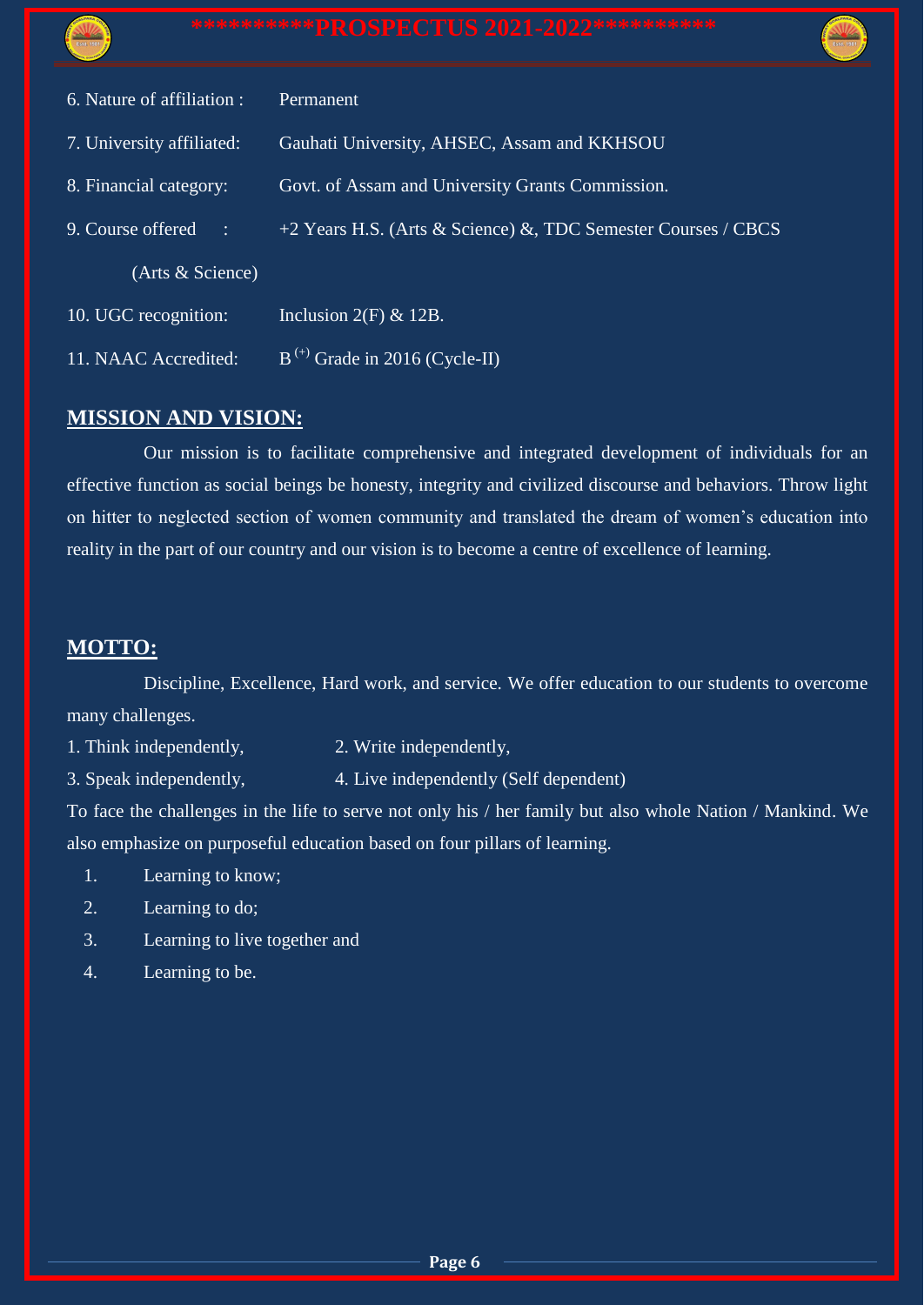6. Nature of affiliation : Permanent

7. University affiliated: Gauhati University, AHSEC, Assam and KKHSOU

8. Financial category: Govt. of Assam and University Grants Commission.

9. Course offered : +2 Years H.S. (Arts & Science) &, TDC Semester Courses / CBCS (Arts & Science)

10. UGC recognition: Inclusion 2(F) & 12B.

11. NAAC Accredited: $B^{(+)}$ Grade in 2016 (Cycle-II)

## MISSION AND VISION:

Our mission is to facilitate comprehensive and integrated development of individuals for an effective function as social beings be honesty, integrity and civilized discourse and behaviors. Throw light on hitter to neglected section of women community and translated the dream of women's education into reality in the part of our country and our vision is to become a centre of excellence of learning.

## MOTTO:

Discipline, Excellence, Hard work, and service. We offer education to our students to overcome many challenges.

1. Think independently,
2. Write independently,
3. Speak independently,
4. Live independently (Self dependent)

To face the challenges in the life to serve not only his / her family but also whole Nation / Mankind. We also emphasize on purposeful education based on four pillars of learning.

1. Learning to know;
2. Learning to do;
3. Learning to live together and
4. Learning to be.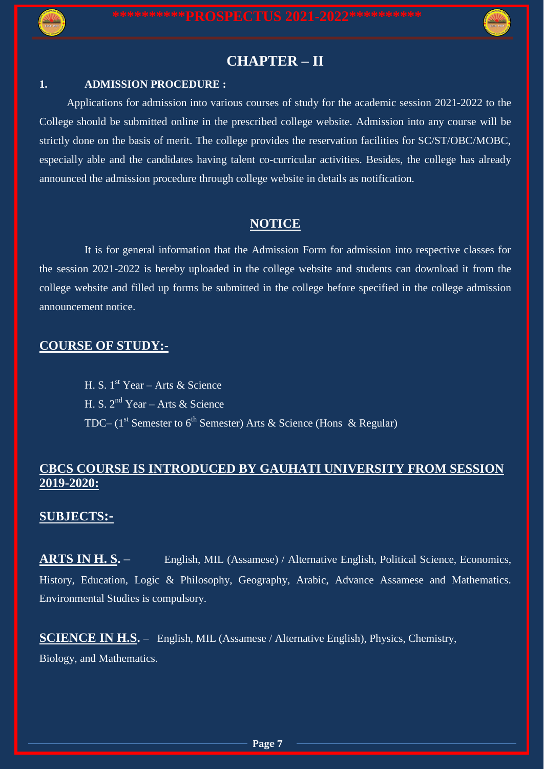# CHAPTER – II

**1. ADMISSION PROCEDURE :**

Applications for admission into various courses of study for the academic session 2021-2022 to the College should be submitted online in the prescribed college website. Admission into any course will be strictly done on the basis of merit. The college provides the reservation facilities for SC/ST/OBC/MOBC, especially able and the candidates having talent co-curricular activities. Besides, the college has already announced the admission procedure through college website in details as notification.

## NOTICE

It is for general information that the Admission Form for admission into respective classes for the session 2021-2022 is hereby uploaded in the college website and students can download it from the college website and filled up forms be submitted in the college before specified in the college admission announcement notice.

## COURSE OF STUDY:-

H. S. 1st Year – Arts & Science
H. S. 2nd Year – Arts & Science
TDC– (1st Semester to 6th Semester) Arts & Science (Hons & Regular)

## CBCS COURSE IS INTRODUCED BY GAUHATI UNIVERSITY FROM SESSION 2019-2020:

## SUBJECTS:-

**ARTS IN H. S. –** English, MIL (Assamese) / Alternative English, Political Science, Economics, History, Education, Logic & Philosophy, Geography, Arabic, Advance Assamese and Mathematics. Environmental Studies is compulsory.

**SCIENCE IN H.S.** – English, MIL (Assamese / Alternative English), Physics, Chemistry, Biology, and Mathematics.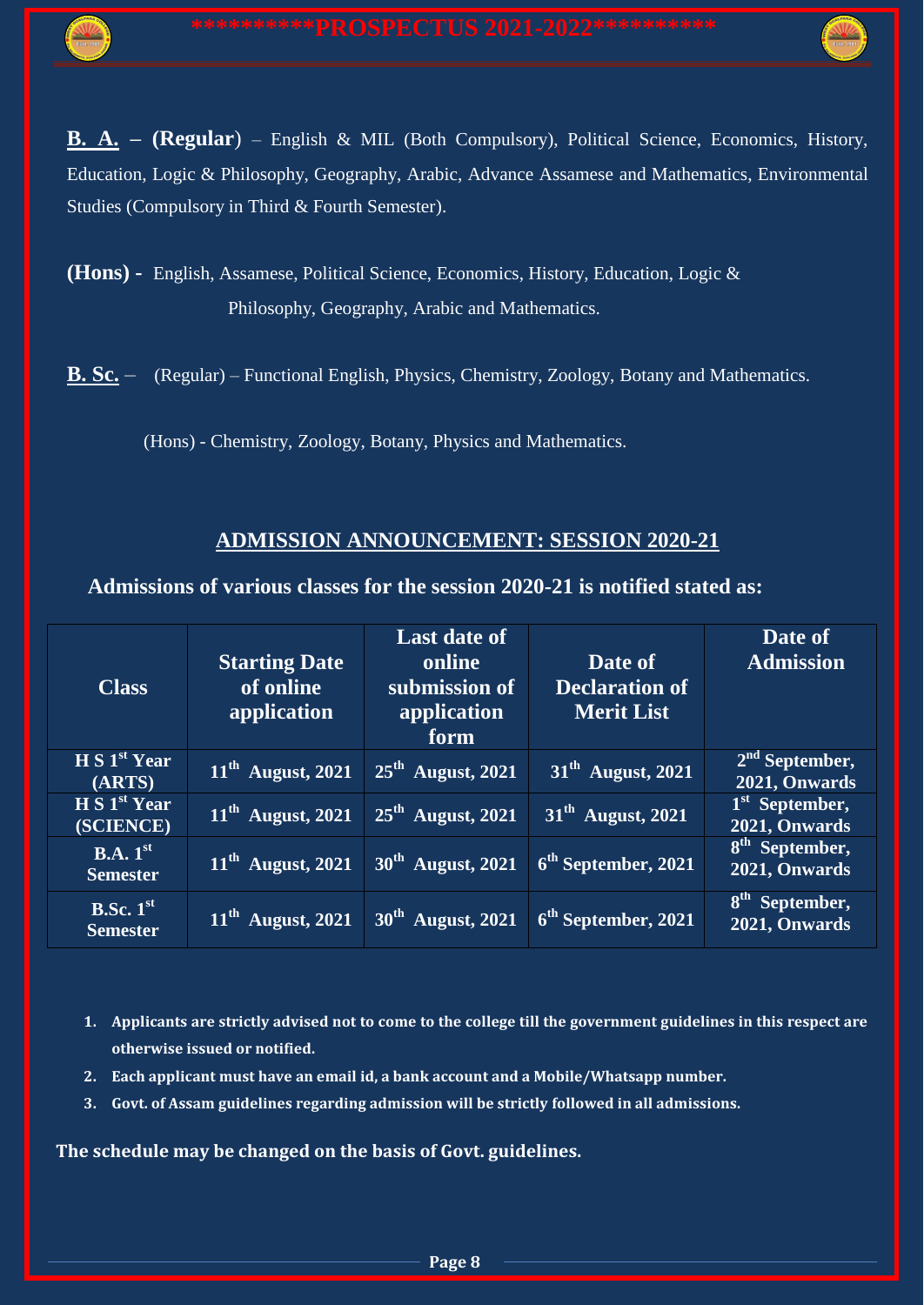**B. A. – (Regular**) – English & MIL (Both Compulsory), Political Science, Economics, History, Education, Logic & Philosophy, Geography, Arabic, Advance Assamese and Mathematics, Environmental Studies (Compulsory in Third & Fourth Semester).

**(Hons) -** English, Assamese, Political Science, Economics, History, Education, Logic & Philosophy, Geography, Arabic and Mathematics.

**B. Sc.** – (Regular) – Functional English, Physics, Chemistry, Zoology, Botany and Mathematics.

(Hons) - Chemistry, Zoology, Botany, Physics and Mathematics.

## ADMISSION ANNOUNCEMENT: SESSION 2020-21

**Admissions of various classes for the session 2020-21 is notified stated as:**

| Class | Starting Date of online application | Last date of online submission of application form | Date of Declaration of Merit List | Date of Admission |
|---|---|---|---|---|
| H S 1st Year (ARTS) | 11th August, 2021 | 25th August, 2021 | 31th August, 2021 | 2nd September, 2021, Onwards |
| H S 1st Year (SCIENCE) | 11th August, 2021 | 25th August, 2021 | 31th August, 2021 | 1st September, 2021, Onwards |
| B.A. 1st Semester | 11th August, 2021 | 30th August, 2021 | 6th September, 2021 | 8th September, 2021, Onwards |
| B.Sc. 1st Semester | 11th August, 2021 | 30th August, 2021 | 6th September, 2021 | 8th September, 2021, Onwards |

1. **Applicants are strictly advised not to come to the college till the government guidelines in this respect are otherwise issued or notified.**
2. **Each applicant must have an email id, a bank account and a Mobile/Whatsapp number.**
3. **Govt. of Assam guidelines regarding admission will be strictly followed in all admissions.**

**The schedule may be changed on the basis of Govt. guidelines.**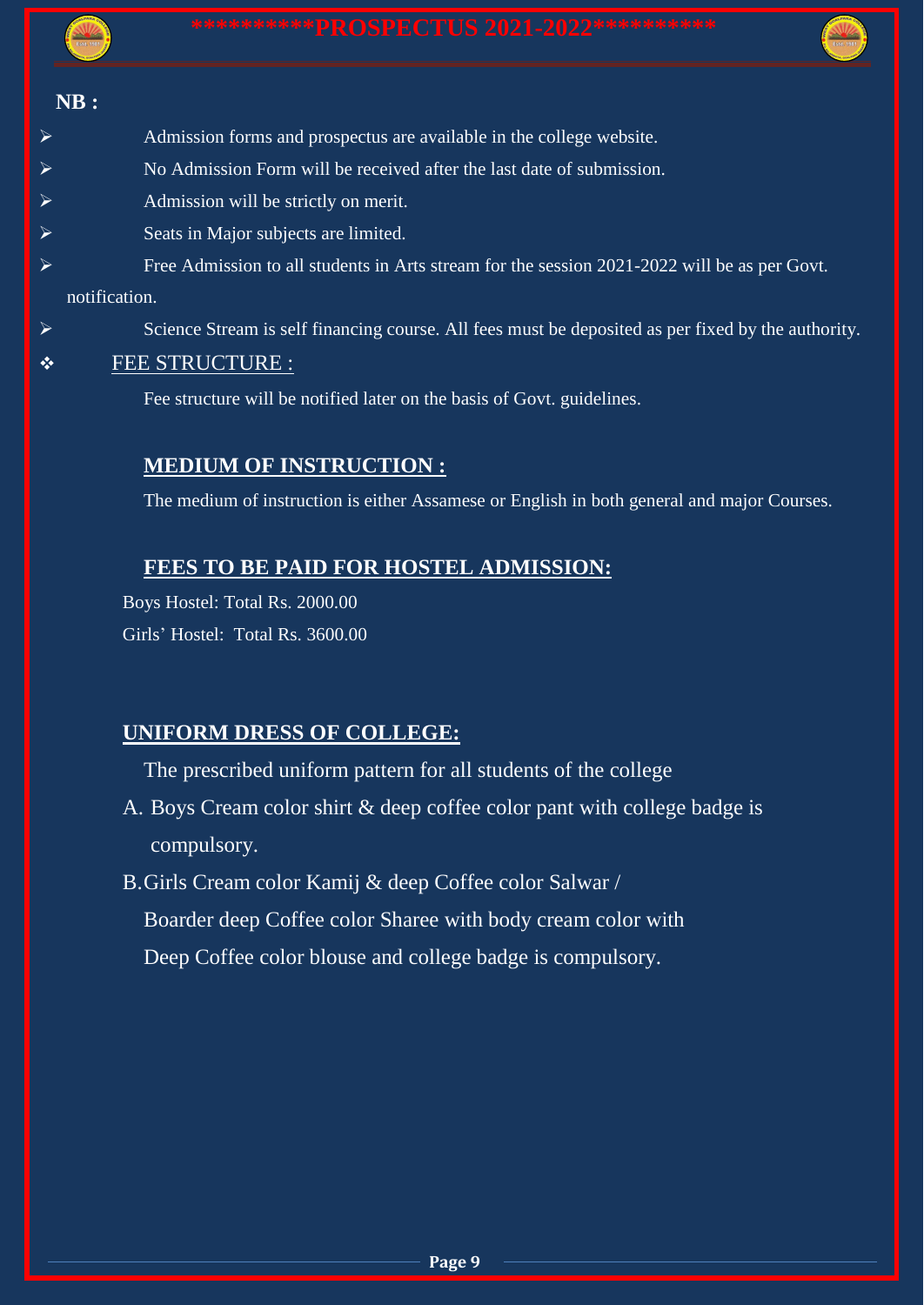**NB :**

- Admission forms and prospectus are available in the college website.
- No Admission Form will be received after the last date of submission.
- Admission will be strictly on merit.
- Seats in Major subjects are limited.
- Free Admission to all students in Arts stream for the session 2021-2022 will be as per Govt. notification.
- Science Stream is self financing course. All fees must be deposited as per fixed by the authority.

## FEE STRUCTURE :

Fee structure will be notified later on the basis of Govt. guidelines.

## MEDIUM OF INSTRUCTION :

The medium of instruction is either Assamese or English in both general and major Courses.

## FEES TO BE PAID FOR HOSTEL ADMISSION:

Boys Hostel: Total Rs. 2000.00

Girls' Hostel: Total Rs. 3600.00

## UNIFORM DRESS OF COLLEGE:

The prescribed uniform pattern for all students of the college

A. Boys Cream color shirt & deep coffee color pant with college badge is compulsory.

B. Girls Cream color Kamij & deep Coffee color Salwar / Boarder deep Coffee color Sharee with body cream color with Deep Coffee color blouse and college badge is compulsory.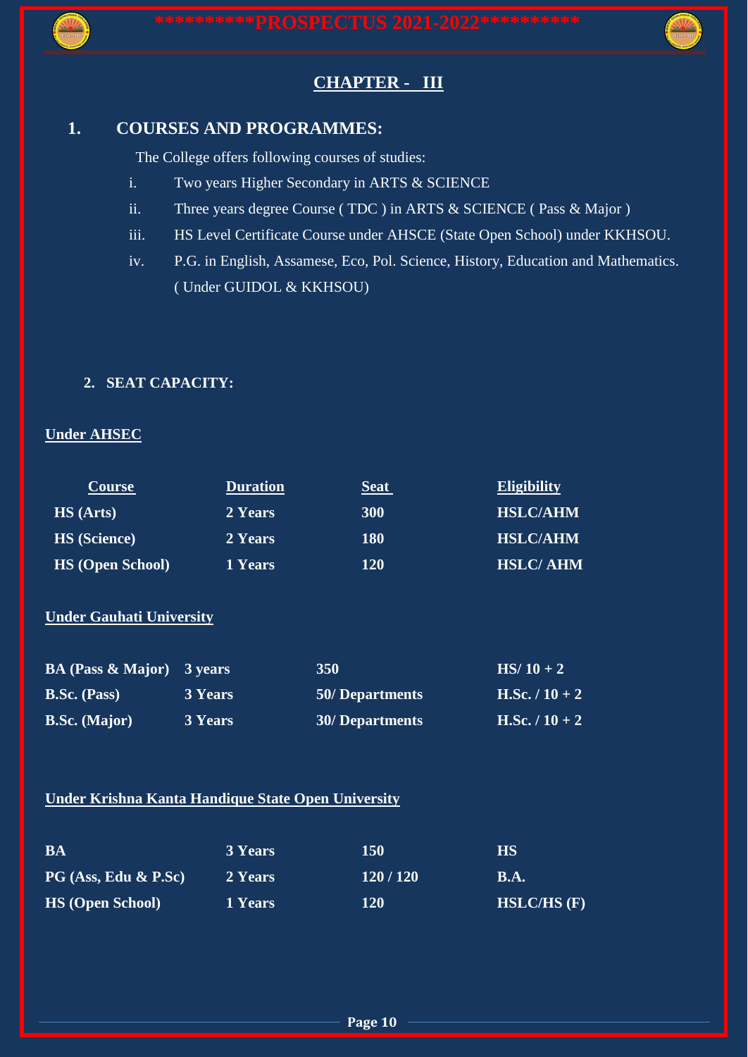## CHAPTER - III

### 1. COURSES AND PROGRAMMES:

The College offers following courses of studies:

i. Two years Higher Secondary in ARTS & SCIENCE

ii. Three years degree Course ( TDC ) in ARTS & SCIENCE ( Pass & Major )

iii. HS Level Certificate Course under AHSCE (State Open School) under KKHSOU.

iv. P.G. in English, Assamese, Eco, Pol. Science, History, Education and Mathematics. ( Under GUIDOL & KKHSOU)

### 2. SEAT CAPACITY:

**Under AHSEC**

| Course | Duration | Seat | Eligibility |
|---|---|---|---|
| HS (Arts) | 2 Years | 300 | HSLC/AHM |
| HS (Science) | 2 Years | 180 | HSLC/AHM |
| HS (Open School) | 1 Years | 120 | HSLC/ AHM |

**Under Gauhati University**

| Course | Duration | Seat | Eligibility |
|---|---|---|---|
| BA (Pass & Major) | 3 years | 350 | HS/ 10 + 2 |
| B.Sc. (Pass) | 3 Years | 50/ Departments | H.Sc. / 10 + 2 |
| B.Sc. (Major) | 3 Years | 30/ Departments | H.Sc. / 10 + 2 |

**Under Krishna Kanta Handique State Open University**

| Course | Duration | Seat | Eligibility |
|---|---|---|---|
| BA | 3 Years | 150 | HS |
| PG (Ass, Edu & P.Sc) | 2 Years | 120 / 120 | B.A. |
| HS (Open School) | 1 Years | 120 | HSLC/HS (F) |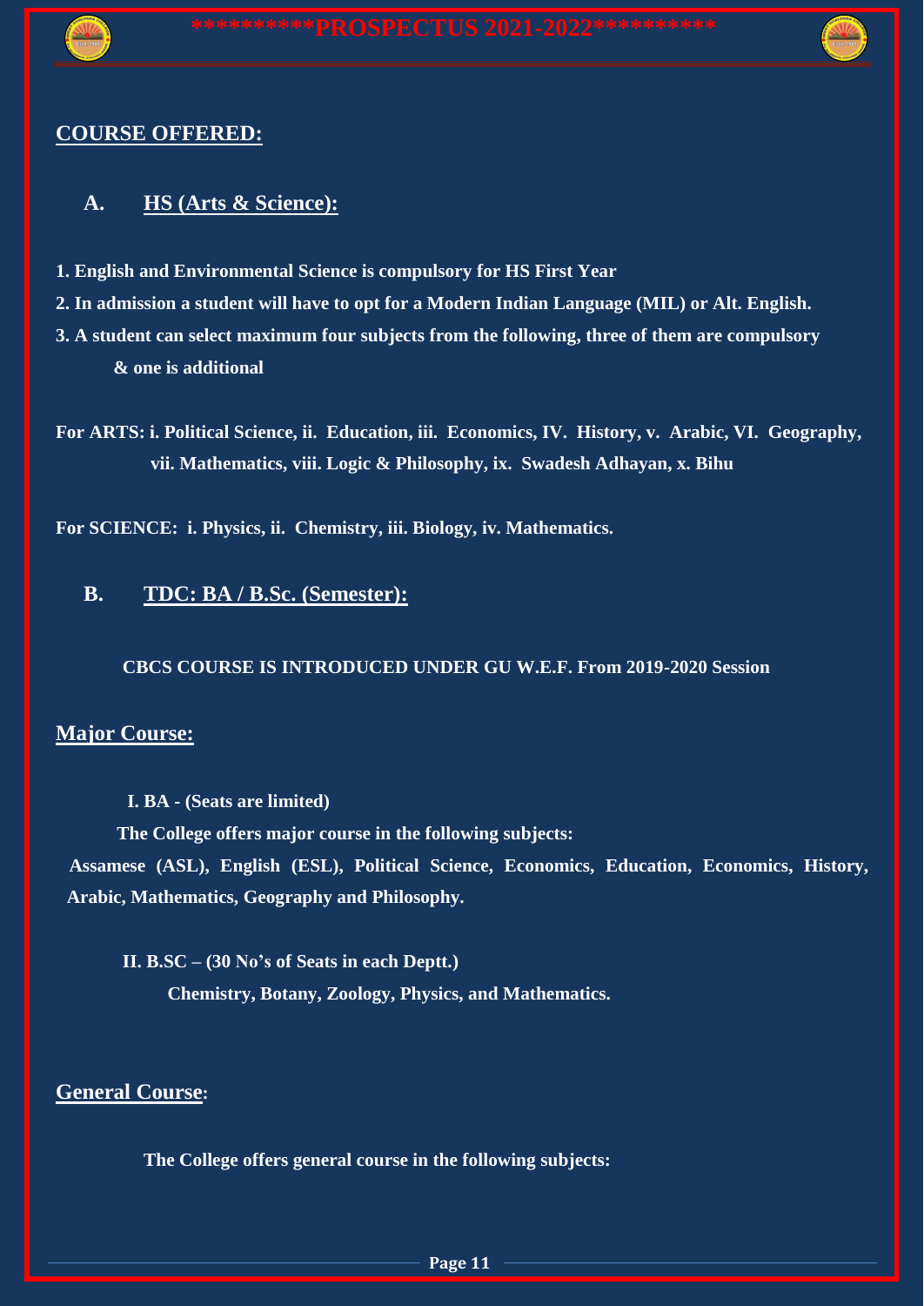## COURSE OFFERED:

### A. HS (Arts & Science):

**1. English and Environmental Science is compulsory for HS First Year**

**2. In admission a student will have to opt for a Modern Indian Language (MIL) or Alt. English.**

**3. A student can select maximum four subjects from the following, three of them are compulsory & one is additional**

**For ARTS: i. Political Science, ii. Education, iii. Economics, IV. History, v. Arabic, VI. Geography, vii. Mathematics, viii. Logic & Philosophy, ix. Swadesh Adhayan, x. Bihu**

**For SCIENCE: i. Physics, ii. Chemistry, iii. Biology, iv. Mathematics.**

### B. TDC: BA / B.Sc. (Semester):

**CBCS COURSE IS INTRODUCED UNDER GU W.E.F. From 2019-2020 Session**

## Major Course:

**I. BA - (Seats are limited)**

**The College offers major course in the following subjects:**

**Assamese (ASL), English (ESL), Political Science, Economics, Education, Economics, History, Arabic, Mathematics, Geography and Philosophy.**

**II. B.SC – (30 No's of Seats in each Deptt.)**

**Chemistry, Botany, Zoology, Physics, and Mathematics.**

## General Course:

**The College offers general course in the following subjects:**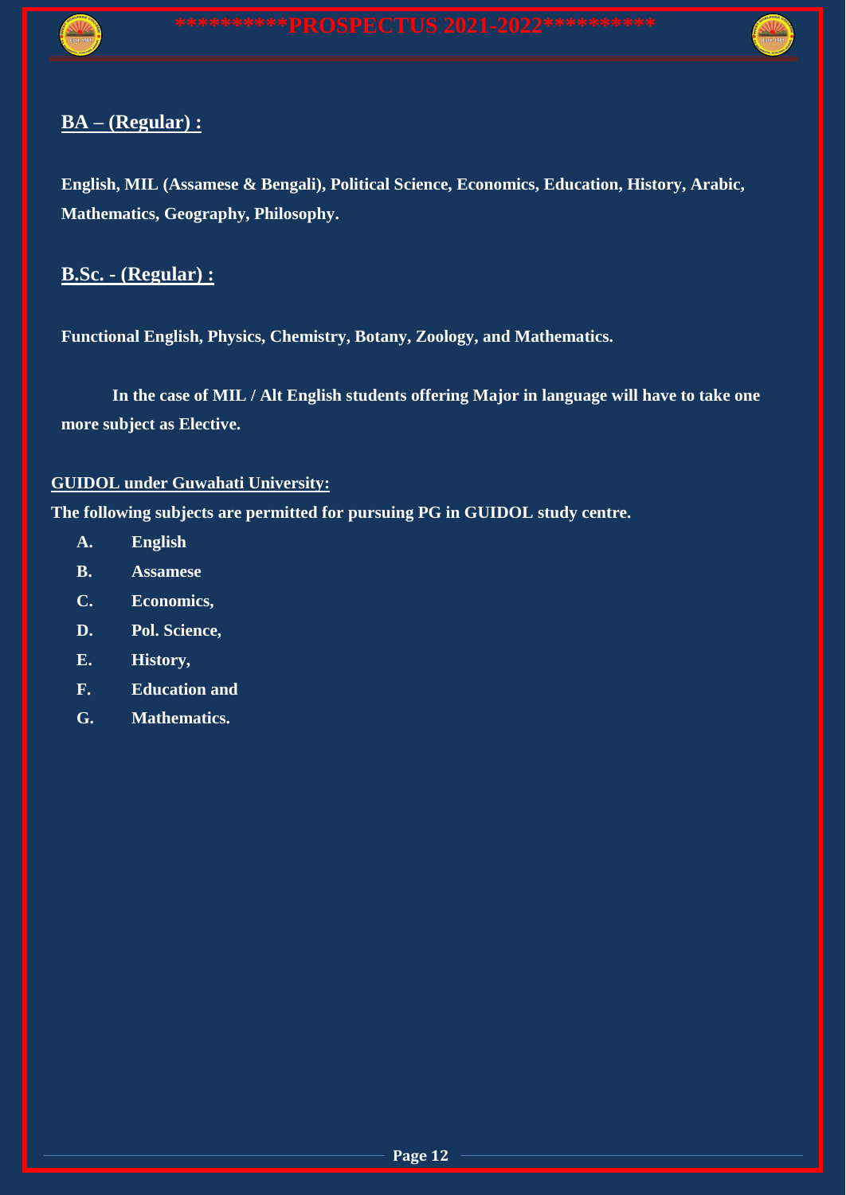## BA – (Regular) :

**English, MIL (Assamese & Bengali), Political Science, Economics, Education, History, Arabic, Mathematics, Geography, Philosophy.**

## B.Sc. - (Regular) :

**Functional English, Physics, Chemistry, Botany, Zoology, and Mathematics.**

**In the case of MIL / Alt English students offering Major in language will have to take one more subject as Elective.**

### GUIDOL under Guwahati University:

**The following subjects are permitted for pursuing PG in GUIDOL study centre.**

- **A.** **English**
- **B.** **Assamese**
- **C.** **Economics,**
- **D.** **Pol. Science,**
- **E.** **History,**
- **F.** **Education and**
- **G.** **Mathematics.**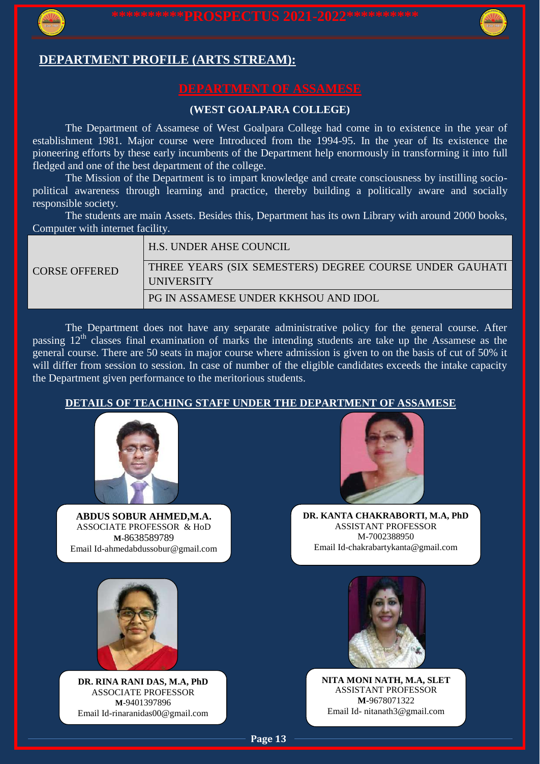## DEPARTMENT PROFILE (ARTS STREAM):

### DEPARTMENT OF ASSAMESE

**(WEST GOALPARA COLLEGE)**

The Department of Assamese of West Goalpara College had come in to existence in the year of establishment 1981. Major course were Introduced from the 1994-95. In the year of Its existence the pioneering efforts by these early incumbents of the Department help enormously in transforming it into full fledged and one of the best department of the college.

The Mission of the Department is to impart knowledge and create consciousness by instilling socio-political awareness through learning and practice, thereby building a politically aware and socially responsible society.

The students are main Assets. Besides this, Department has its own Library with around 2000 books, Computer with internet facility.

| CORSE OFFERED | H.S. UNDER AHSE COUNCIL |
|---|---|
| | THREE YEARS (SIX SEMESTERS) DEGREE COURSE UNDER GAUHATI UNIVERSITY |
| | PG IN ASSAMESE UNDER KKHSOU AND IDOL |

The Department does not have any separate administrative policy for the general course. After passing 12th classes final examination of marks the intending students are take up the Assamese as the general course. There are 50 seats in major course where admission is given to on the basis of cut of 50% it will differ from session to session. In case of number of the eligible candidates exceeds the intake capacity the Department given performance to the meritorious students.

#### DETAILS OF TEACHING STAFF UNDER THE DEPARTMENT OF ASSAMESE

**ABDUS SOBUR AHMED,M.A.**
ASSOCIATE PROFESSOR & HoD
**M**-8638589789
Email Id-ahmedabdussobur@gmail.com

**DR. KANTA CHAKRABORTI, M.A, PhD**
ASSISTANT PROFESSOR
M-7002388950
Email Id-chakrabartykanta@gmail.com

**DR. RINA RANI DAS, M.A, PhD**
ASSOCIATE PROFESSOR
**M**-9401397896
Email Id-rinaranidas00@gmail.com

**NITA MONI NATH, M.A, SLET**
ASSISTANT PROFESSOR
**M**-9678071322
Email Id- nitanath3@gmail.com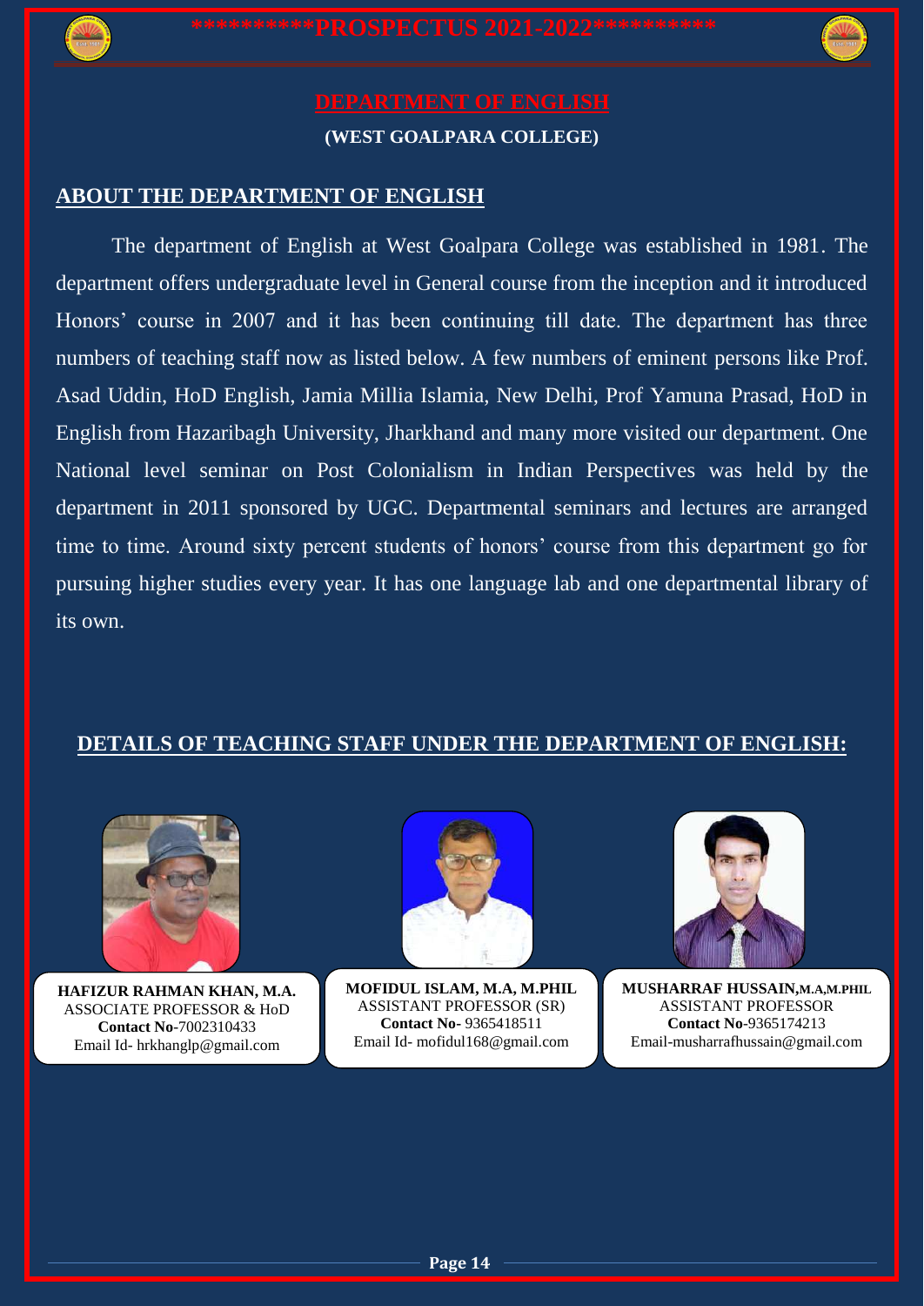# DEPARTMENT OF ENGLISH

**(WEST GOALPARA COLLEGE)**

## ABOUT THE DEPARTMENT OF ENGLISH

The department of English at West Goalpara College was established in 1981. The department offers undergraduate level in General course from the inception and it introduced Honors' course in 2007 and it has been continuing till date. The department has three numbers of teaching staff now as listed below. A few numbers of eminent persons like Prof. Asad Uddin, HoD English, Jamia Millia Islamia, New Delhi, Prof Yamuna Prasad, HoD in English from Hazaribagh University, Jharkhand and many more visited our department. One National level seminar on Post Colonialism in Indian Perspectives was held by the department in 2011 sponsored by UGC. Departmental seminars and lectures are arranged time to time. Around sixty percent students of honors' course from this department go for pursuing higher studies every year. It has one language lab and one departmental library of its own.

## DETAILS OF TEACHING STAFF UNDER THE DEPARTMENT OF ENGLISH:

**HAFIZUR RAHMAN KHAN, M.A.**
ASSOCIATE PROFESSOR & HoD
**Contact No**-7002310433
Email Id- hrkhanglp@gmail.com

**MOFIDUL ISLAM, M.A, M.PHIL**
ASSISTANT PROFESSOR (SR)
**Contact No-** 9365418511
Email Id- mofidul168@gmail.com

**MUSHARRAF HUSSAIN, M.A, M.PHIL**
ASSISTANT PROFESSOR
**Contact No**-9365174213
Email-musharrafhussain@gmail.com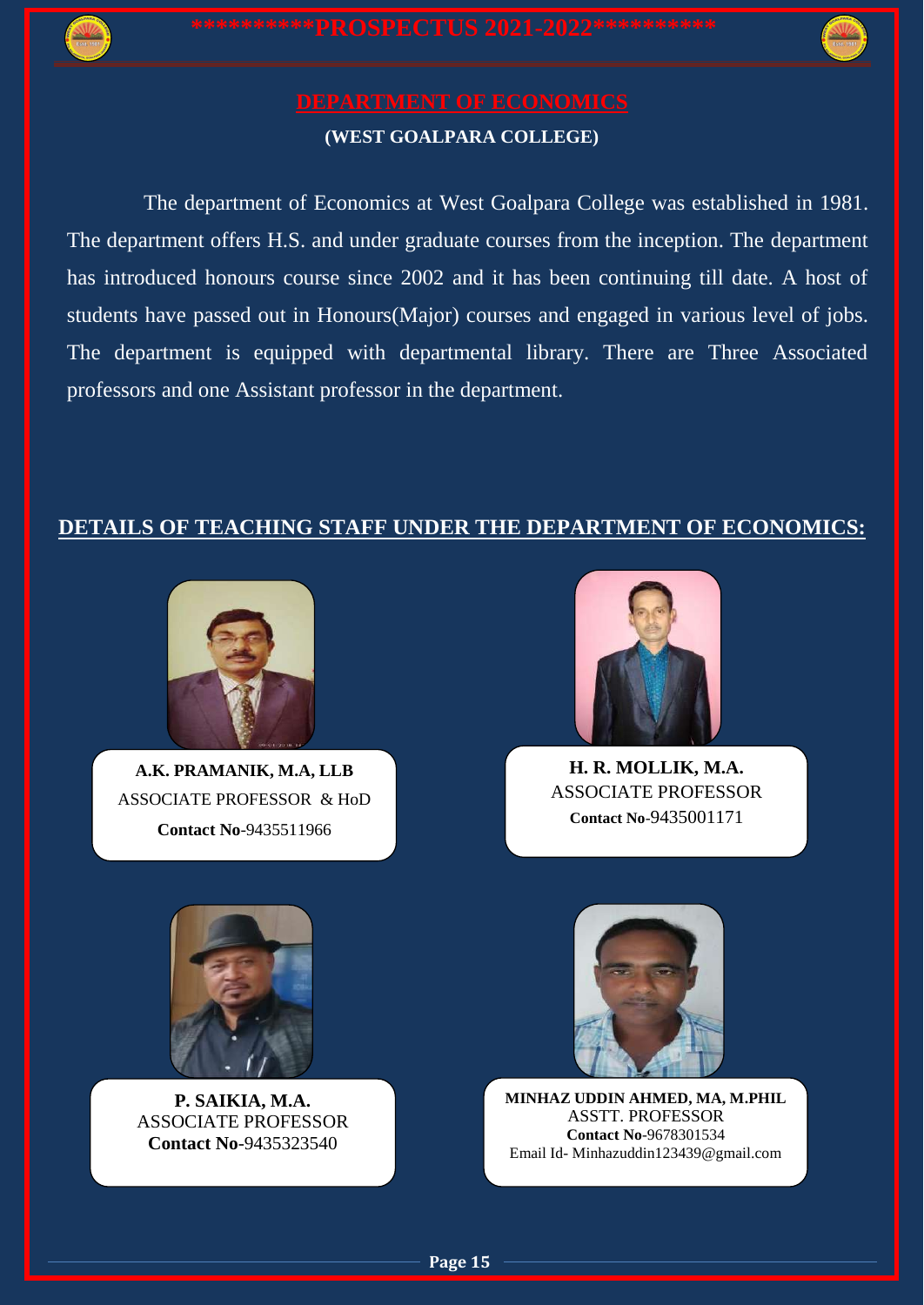# DEPARTMENT OF ECONOMICS

**(WEST GOALPARA COLLEGE)**

The department of Economics at West Goalpara College was established in 1981. The department offers H.S. and under graduate courses from the inception. The department has introduced honours course since 2002 and it has been continuing till date. A host of students have passed out in Honours(Major) courses and engaged in various level of jobs. The department is equipped with departmental library. There are Three Associated professors and one Assistant professor in the department.

## DETAILS OF TEACHING STAFF UNDER THE DEPARTMENT OF ECONOMICS:

**A.K. PRAMANIK, M.A, LLB**
ASSOCIATE PROFESSOR & HoD
**Contact No**-9435511966

**H. R. MOLLIK, M.A.**
ASSOCIATE PROFESSOR
**Contact No**-9435001171

**P. SAIKIA, M.A.**
ASSOCIATE PROFESSOR
**Contact No**-9435323540

**MINHAZ UDDIN AHMED, MA, M.PHIL**
ASSTT. PROFESSOR
**Contact No**-9678301534
Email Id- Minhazuddin123439@gmail.com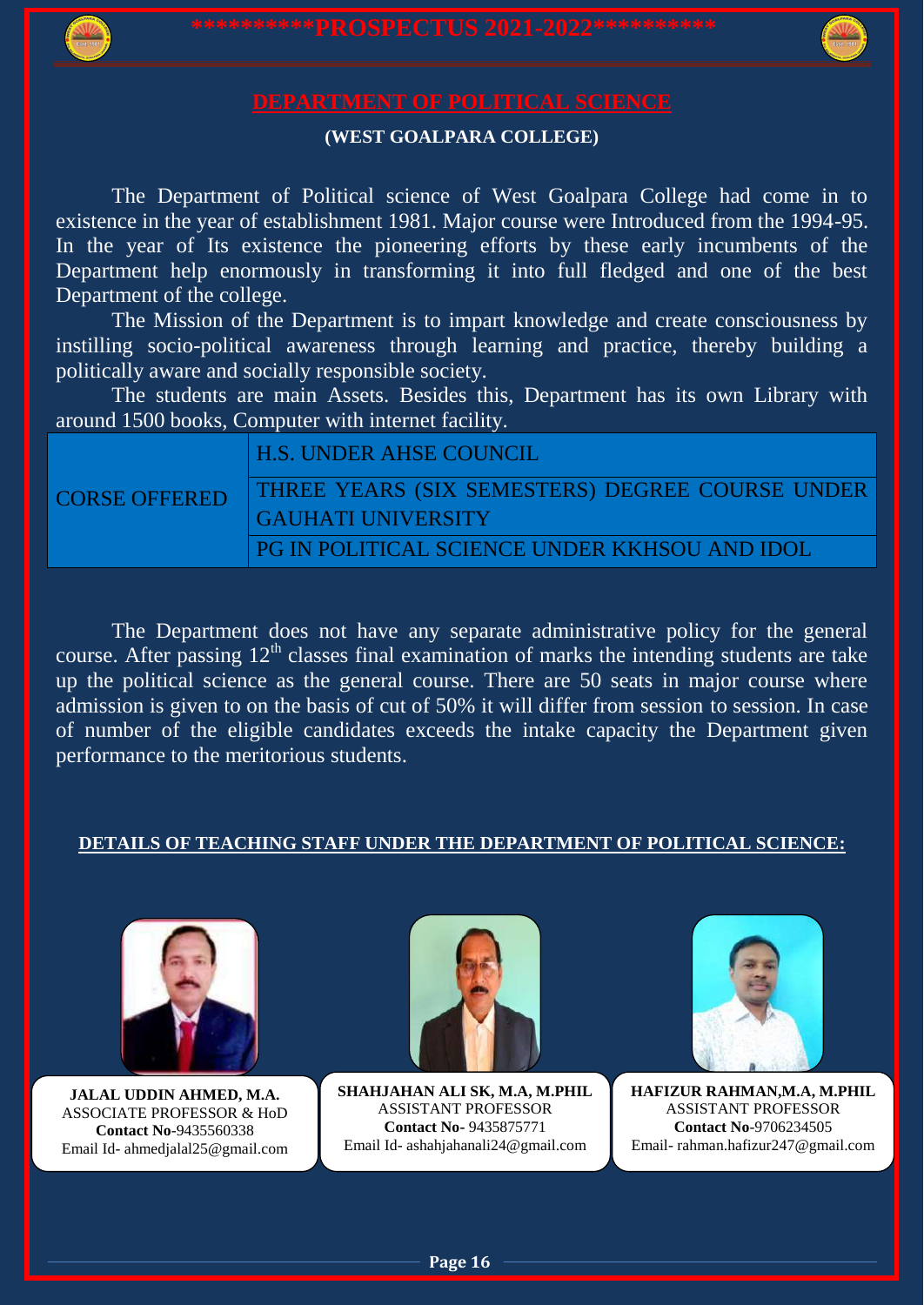# DEPARTMENT OF POLITICAL SCIENCE

**(WEST GOALPARA COLLEGE)**

The Department of Political science of West Goalpara College had come in to existence in the year of establishment 1981. Major course were Introduced from the 1994-95. In the year of Its existence the pioneering efforts by these early incumbents of the Department help enormously in transforming it into full fledged and one of the best Department of the college.

The Mission of the Department is to impart knowledge and create consciousness by instilling socio-political awareness through learning and practice, thereby building a politically aware and socially responsible society.

The students are main Assets. Besides this, Department has its own Library with around 1500 books, Computer with internet facility.

| | |
|---|---|
| CORSE OFFERED | H.S. UNDER AHSE COUNCIL |
| | THREE YEARS (SIX SEMESTERS) DEGREE COURSE UNDER GAUHATI UNIVERSITY |
| | PG IN POLITICAL SCIENCE UNDER KKHSOU AND IDOL |

The Department does not have any separate administrative policy for the general course. After passing 12th classes final examination of marks the intending students are take up the political science as the general course. There are 50 seats in major course where admission is given to on the basis of cut of 50% it will differ from session to session. In case of number of the eligible candidates exceeds the intake capacity the Department given performance to the meritorious students.

## DETAILS OF TEACHING STAFF UNDER THE DEPARTMENT OF POLITICAL SCIENCE:

**JALAL UDDIN AHMED, M.A.**
ASSOCIATE PROFESSOR & HoD
**Contact No**-9435560338
Email Id- ahmedjalal25@gmail.com

**SHAHJAHAN ALI SK, M.A, M.PHIL**
ASSISTANT PROFESSOR
**Contact No-** 9435875771
Email Id- ashahjahanali24@gmail.com

**HAFIZUR RAHMAN,M.A, M.PHIL**
ASSISTANT PROFESSOR
**Contact No**-9706234505
Email- rahman.hafizur247@gmail.com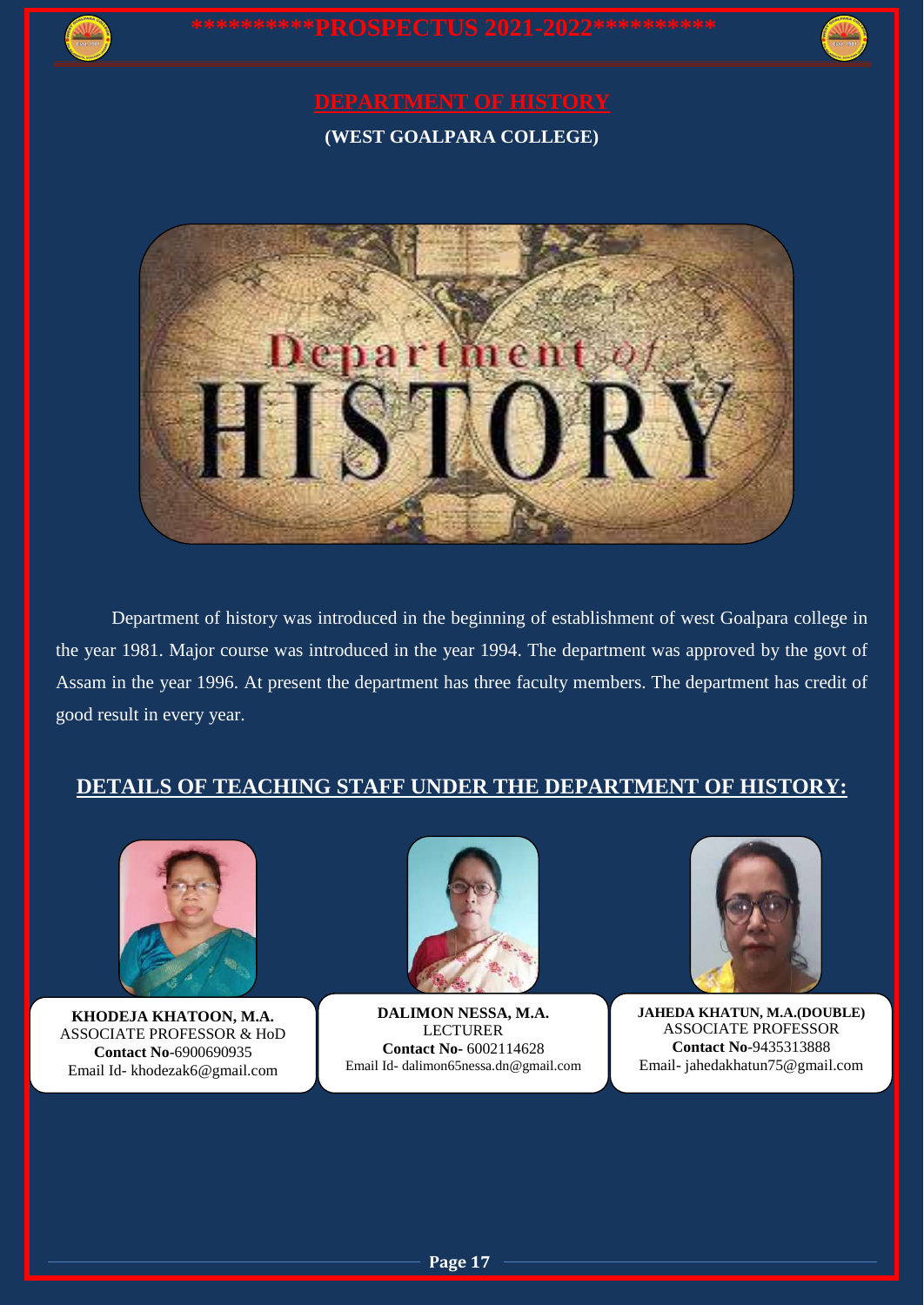# DEPARTMENT OF HISTORY

**(WEST GOALPARA COLLEGE)**

Department of history was introduced in the beginning of establishment of west Goalpara college in the year 1981. Major course was introduced in the year 1994. The department was approved by the govt of Assam in the year 1996. At present the department has three faculty members. The department has credit of good result in every year.

## DETAILS OF TEACHING STAFF UNDER THE DEPARTMENT OF HISTORY:

**KHODEJA KHATOON, M.A.**
ASSOCIATE PROFESSOR & HoD
**Contact No**-6900690935
Email Id- khodezak6@gmail.com

**DALIMON NESSA, M.A.**
LECTURER
**Contact No-** 6002114628
Email Id- dalimon65nessa.dn@gmail.com

**JAHEDA KHATUN, M.A.(DOUBLE)**
ASSOCIATE PROFESSOR
**Contact No**-9435313888
Email- jahedakhatun75@gmail.com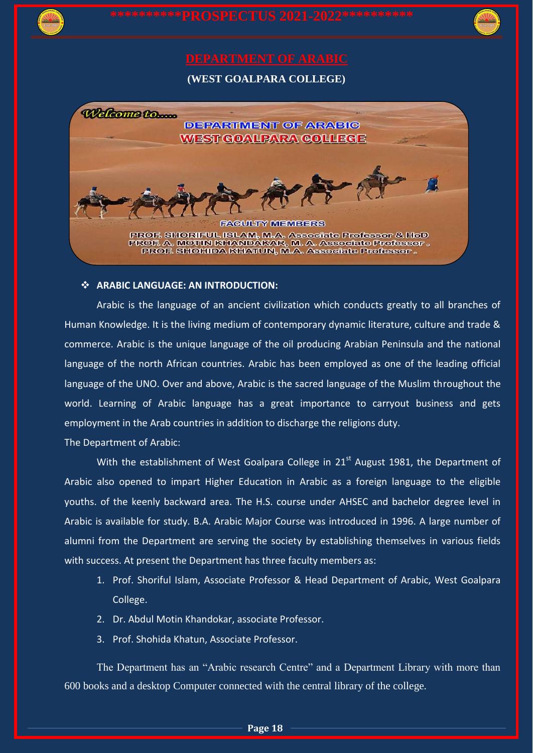# DEPARTMENT OF ARABIC

**(WEST GOALPARA COLLEGE)**

Welcome to.....

DEPARTMENT OF ARABIC
WEST GOALPARA COLLEGE

FACULTY MEMBERS

PROF. SHORIFUL ISLAM, M.A. Associate Professor & HoD
PROF. A. MOTIN KHANDAKAR, M. A. Associate Professor .
PROF. SHOHIDA KHATUN, M.A. Associate Professor .

## ❖ ARABIC LANGUAGE: AN INTRODUCTION:

Arabic is the language of an ancient civilization which conducts greatly to all branches of Human Knowledge. It is the living medium of contemporary dynamic literature, culture and trade & commerce. Arabic is the unique language of the oil producing Arabian Peninsula and the national language of the north African countries. Arabic has been employed as one of the leading official language of the UNO. Over and above, Arabic is the sacred language of the Muslim throughout the world. Learning of Arabic language has a great importance to carryout business and gets employment in the Arab countries in addition to discharge the religions duty.

The Department of Arabic:

With the establishment of West Goalpara College in 21st August 1981, the Department of Arabic also opened to impart Higher Education in Arabic as a foreign language to the eligible youths. of the keenly backward area. The H.S. course under AHSEC and bachelor degree level in Arabic is available for study. B.A. Arabic Major Course was introduced in 1996. A large number of alumni from the Department are serving the society by establishing themselves in various fields with success. At present the Department has three faculty members as:

1. Prof. Shoriful Islam, Associate Professor & Head Department of Arabic, West Goalpara College.
2. Dr. Abdul Motin Khandokar, associate Professor.
3. Prof. Shohida Khatun, Associate Professor.

The Department has an "Arabic research Centre" and a Department Library with more than 600 books and a desktop Computer connected with the central library of the college.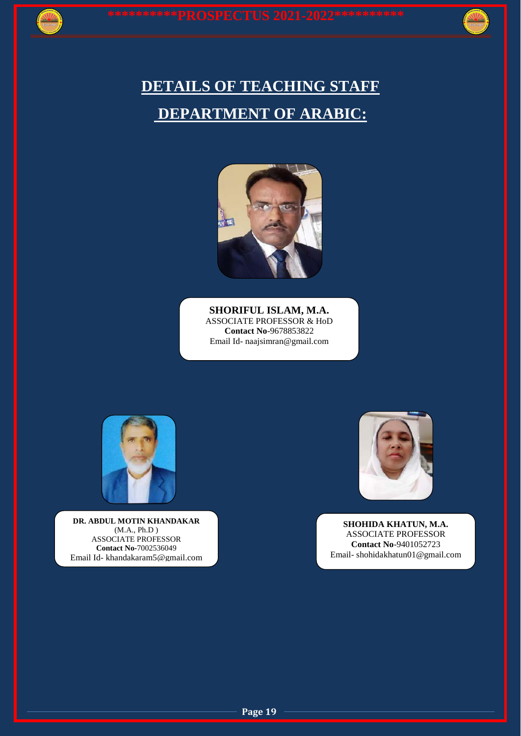# DETAILS OF TEACHING STAFF

## DEPARTMENT OF ARABIC:

**SHORIFUL ISLAM, M.A.**
ASSOCIATE PROFESSOR & HoD
**Contact No**-9678853822
Email Id- naajsimran@gmail.com

**DR. ABDUL MOTIN KHANDAKAR**
(M.A., Ph.D )
ASSOCIATE PROFESSOR
**Contact No-**7002536049
Email Id- khandakaram5@gmail.com

**SHOHIDA KHATUN, M.A.**
ASSOCIATE PROFESSOR
**Contact No**-9401052723
Email- shohidakhatun01@gmail.com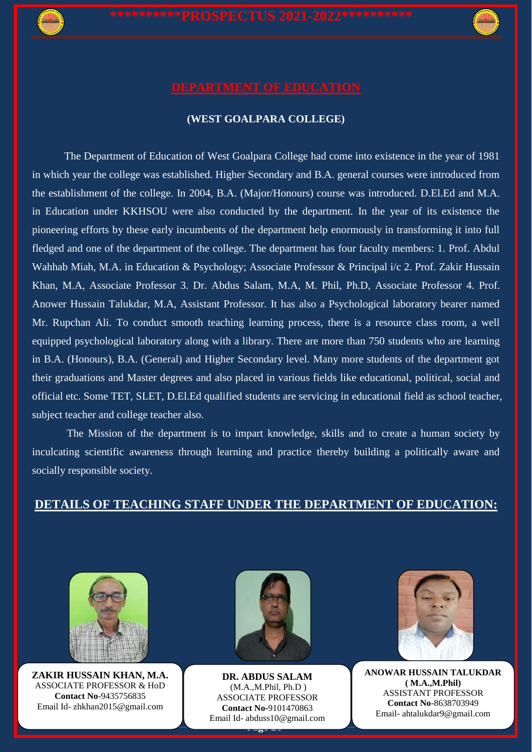# DEPARTMENT OF EDUCATION

**(WEST GOALPARA COLLEGE)**

The Department of Education of West Goalpara College had come into existence in the year of 1981 in which year the college was established. Higher Secondary and B.A. general courses were introduced from the establishment of the college. In 2004, B.A. (Major/Honours) course was introduced. D.El.Ed and M.A. in Education under KKHSOU were also conducted by the department. In the year of its existence the pioneering efforts by these early incumbents of the department help enormously in transforming it into full fledged and one of the department of the college. The department has four faculty members: 1. Prof. Abdul Wahhab Miah, M.A. in Education & Psychology; Associate Professor & Principal i/c 2. Prof. Zakir Hussain Khan, M.A, Associate Professor 3. Dr. Abdus Salam, M.A, M. Phil, Ph.D, Associate Professor 4. Prof. Anower Hussain Talukdar, M.A, Assistant Professor. It has also a Psychological laboratory bearer named Mr. Rupchan Ali. To conduct smooth teaching learning process, there is a resource class room, a well equipped psychological laboratory along with a library. There are more than 750 students who are learning in B.A. (Honours), B.A. (General) and Higher Secondary level. Many more students of the department got their graduations and Master degrees and also placed in various fields like educational, political, social and official etc. Some TET, SLET, D.El.Ed qualified students are servicing in educational field as school teacher, subject teacher and college teacher also.

The Mission of the department is to impart knowledge, skills and to create a human society by inculcating scientific awareness through learning and practice thereby building a politically aware and socially responsible society.

## DETAILS OF TEACHING STAFF UNDER THE DEPARTMENT OF EDUCATION:

**ZAKIR HUSSAIN KHAN, M.A.**
ASSOCIATE PROFESSOR & HoD
**Contact No**-9435756835
Email Id- zhkhan2015@gmail.com

**DR. ABDUS SALAM**
(M.A.,M.Phil, Ph.D )
ASSOCIATE PROFESSOR
**Contact No**-9101470863
Email Id- abduss10@gmail.com

**ANOWAR HUSSAIN TALUKDAR**
**( M.A.,M.Phil)**
ASSISTANT PROFESSOR
**Contact No**-8638703949
Email- ahtalukdar9@gmail.com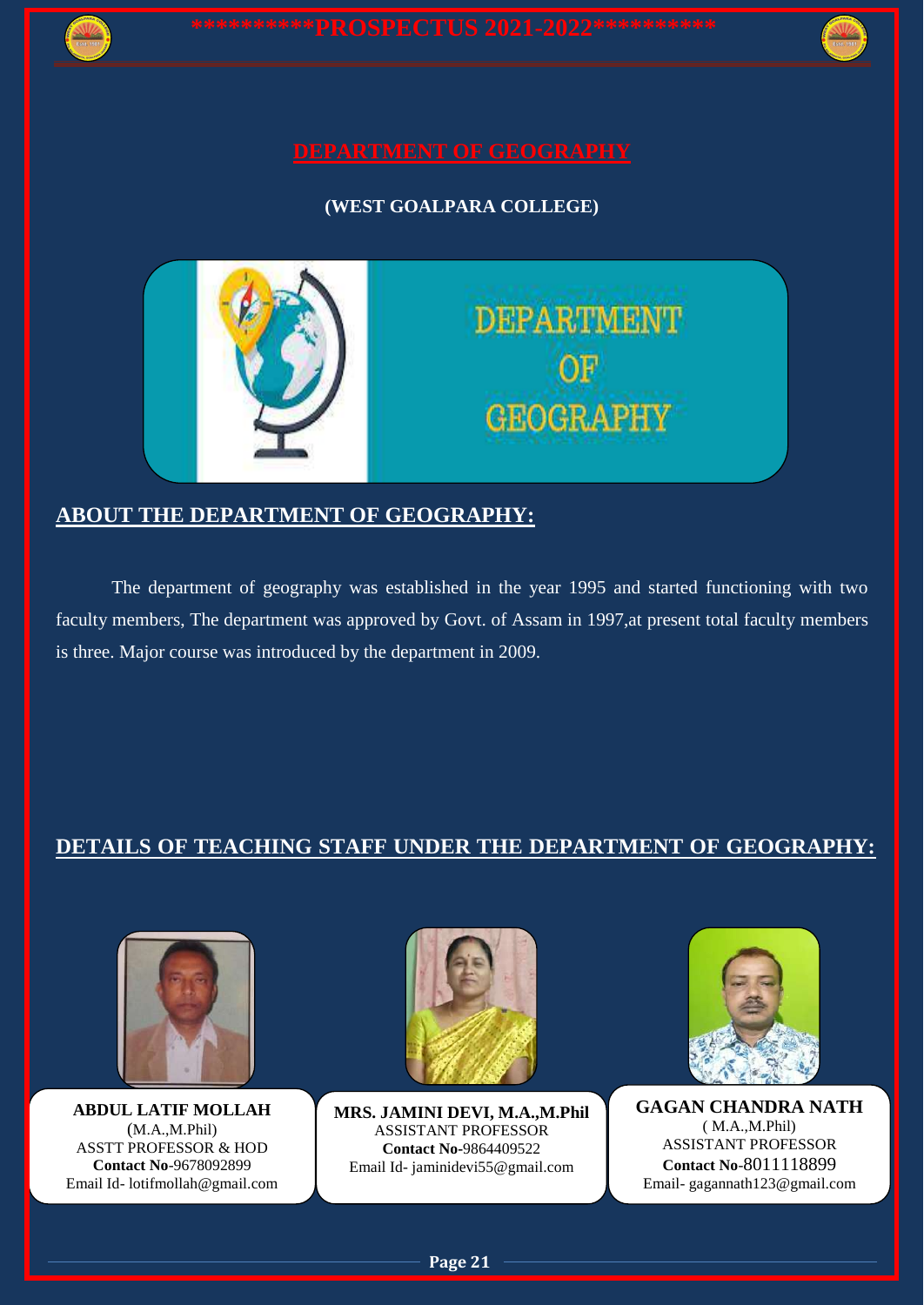# DEPARTMENT OF GEOGRAPHY

**(WEST GOALPARA COLLEGE)**

DEPARTMENT OF GEOGRAPHY

## ABOUT THE DEPARTMENT OF GEOGRAPHY:

The department of geography was established in the year 1995 and started functioning with two faculty members, The department was approved by Govt. of Assam in 1997,at present total faculty members is three. Major course was introduced by the department in 2009.

## DETAILS OF TEACHING STAFF UNDER THE DEPARTMENT OF GEOGRAPHY:

**ABDUL LATIF MOLLAH**
(M.A.,M.Phil)
ASSTT PROFESSOR & HOD
**Contact No**-9678092899
Email Id- lotifmollah@gmail.com

**MRS. JAMINI DEVI, M.A.,M.Phil**
ASSISTANT PROFESSOR
**Contact No**-9864409522
Email Id- jaminidevi55@gmail.com

**GAGAN CHANDRA NATH**
( M.A.,M.Phil)
ASSISTANT PROFESSOR
**Contact No**-8011118899
Email- gagannath123@gmail.com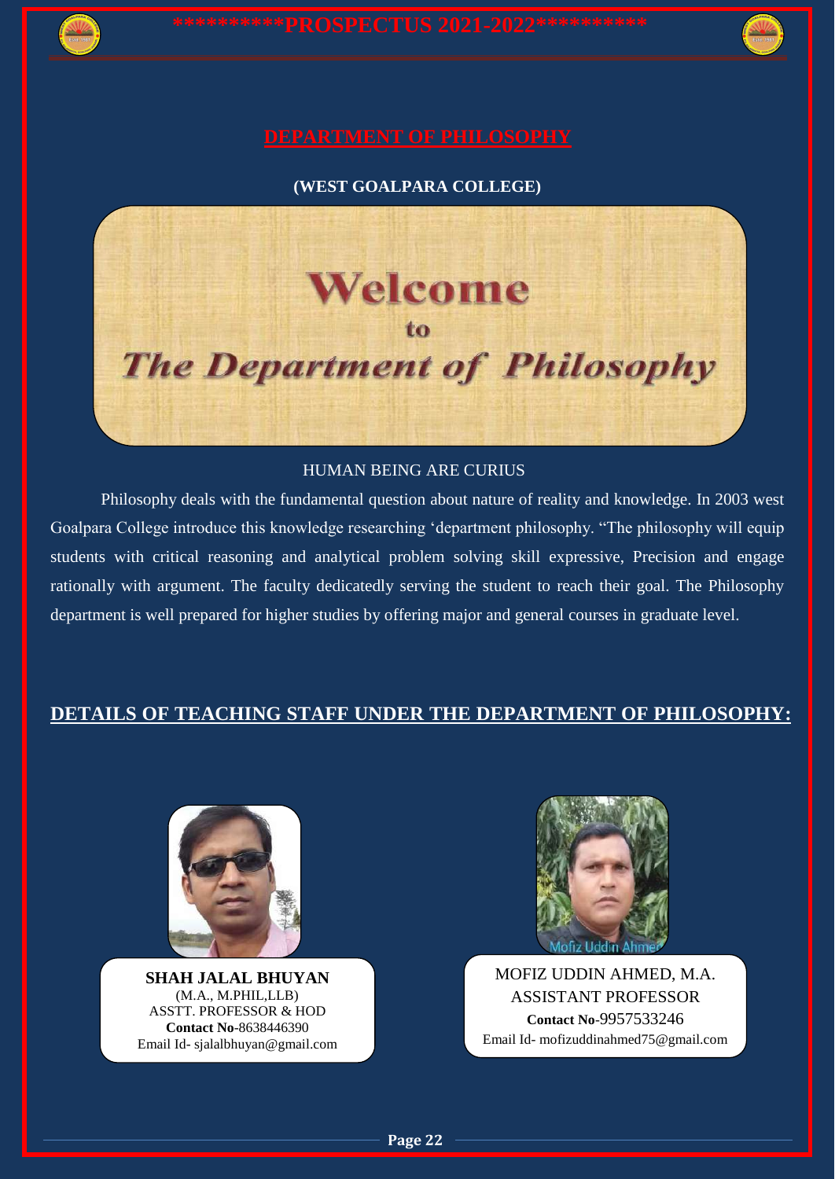# DEPARTMENT OF PHILOSOPHY

**(WEST GOALPARA COLLEGE)**

Welcome

to

*The Department of Philosophy*

HUMAN BEING ARE CURIUS

Philosophy deals with the fundamental question about nature of reality and knowledge. In 2003 west Goalpara College introduce this knowledge researching 'department philosophy. "The philosophy will equip students with critical reasoning and analytical problem solving skill expressive, Precision and engage rationally with argument. The faculty dedicatedly serving the student to reach their goal. The Philosophy department is well prepared for higher studies by offering major and general courses in graduate level.

## DETAILS OF TEACHING STAFF UNDER THE DEPARTMENT OF PHILOSOPHY:

**SHAH JALAL BHUYAN**
(M.A., M.PHIL,LLB)
ASSTT. PROFESSOR & HOD
**Contact No**-8638446390
Email Id- sjalalbhuyan@gmail.com

Mofiz Uddin Ahmed

MOFIZ UDDIN AHMED, M.A.
ASSISTANT PROFESSOR
**Contact No**-9957533246
Email Id- mofizuddinahmed75@gmail.com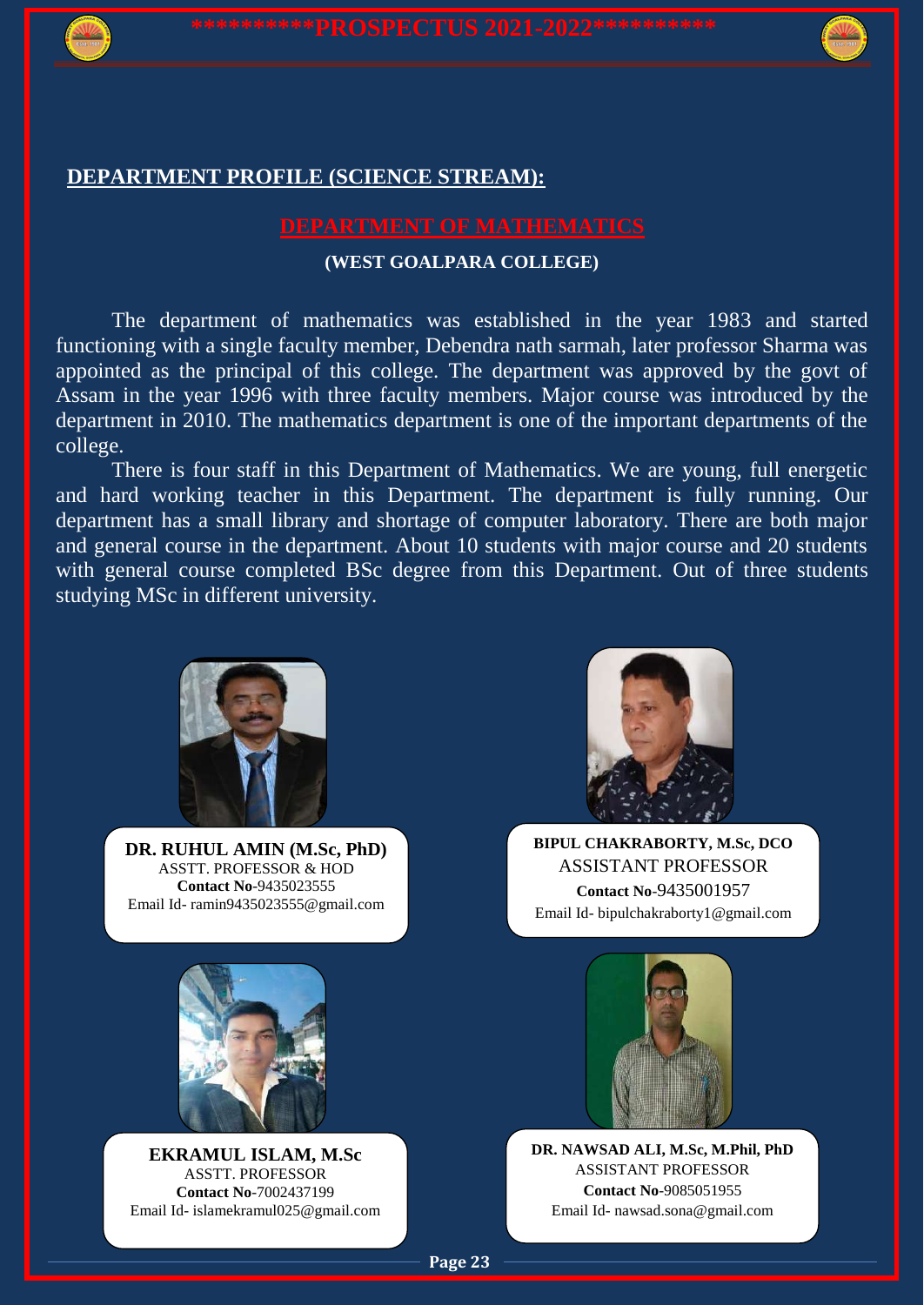## DEPARTMENT PROFILE (SCIENCE STREAM):

### DEPARTMENT OF MATHEMATICS

**(WEST GOALPARA COLLEGE)**

The department of mathematics was established in the year 1983 and started functioning with a single faculty member, Debendra nath sarmah, later professor Sharma was appointed as the principal of this college. The department was approved by the govt of Assam in the year 1996 with three faculty members. Major course was introduced by the department in 2010. The mathematics department is one of the important departments of the college.

There is four staff in this Department of Mathematics. We are young, full energetic and hard working teacher in this Department. The department is fully running. Our department has a small library and shortage of computer laboratory. There are both major and general course in the department. About 10 students with major course and 20 students with general course completed BSc degree from this Department. Out of three students studying MSc in different university.

**DR. RUHUL AMIN (M.Sc, PhD)**
ASSTT. PROFESSOR & HOD
**Contact No**-9435023555
Email Id- ramin9435023555@gmail.com

**BIPUL CHAKRABORTY, M.Sc, DCO**
ASSISTANT PROFESSOR
**Contact No**-9435001957
Email Id- bipulchakraborty1@gmail.com

**EKRAMUL ISLAM, M.Sc**
ASSTT. PROFESSOR
**Contact No**-7002437199
Email Id- islamekramul025@gmail.com

**DR. NAWSAD ALI, M.Sc, M.Phil, PhD**
ASSISTANT PROFESSOR
**Contact No**-9085051955
Email Id- nawsad.sona@gmail.com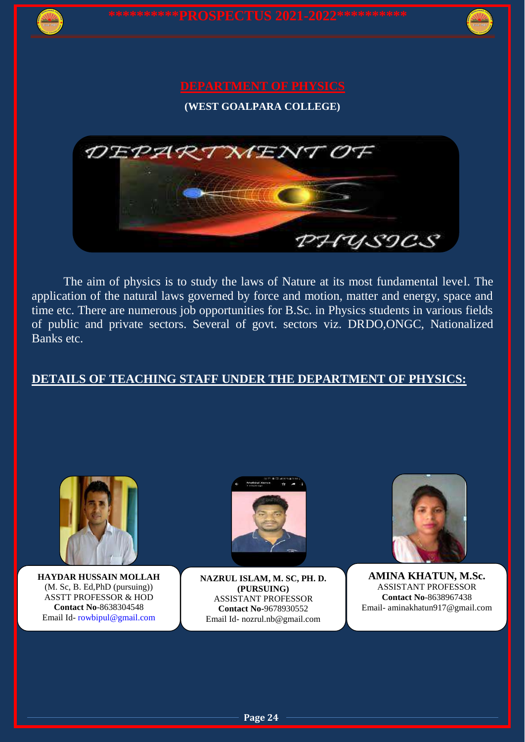# DEPARTMENT OF PHYSICS

**(WEST GOALPARA COLLEGE)**

The aim of physics is to study the laws of Nature at its most fundamental level. The application of the natural laws governed by force and motion, matter and energy, space and time etc. There are numerous job opportunities for B.Sc. in Physics students in various fields of public and private sectors. Several of govt. sectors viz. DRDO,ONGC, Nationalized Banks etc.

## DETAILS OF TEACHING STAFF UNDER THE DEPARTMENT OF PHYSICS:

**HAYDAR HUSSAIN MOLLAH**
(M. Sc, B. Ed,PhD (pursuing))
ASSTT PROFESSOR & HOD
**Contact No**-8638304548
Email Id- rowbipul@gmail.com

**NAZRUL ISLAM, M. SC, PH. D. (PURSUING)**
ASSISTANT PROFESSOR
**Contact No**-9678930552
Email Id- nozrul.nb@gmail.com

**AMINA KHATUN, M.Sc.**
ASSISTANT PROFESSOR
**Contact No**-8638967438
Email- aminakhatun917@gmail.com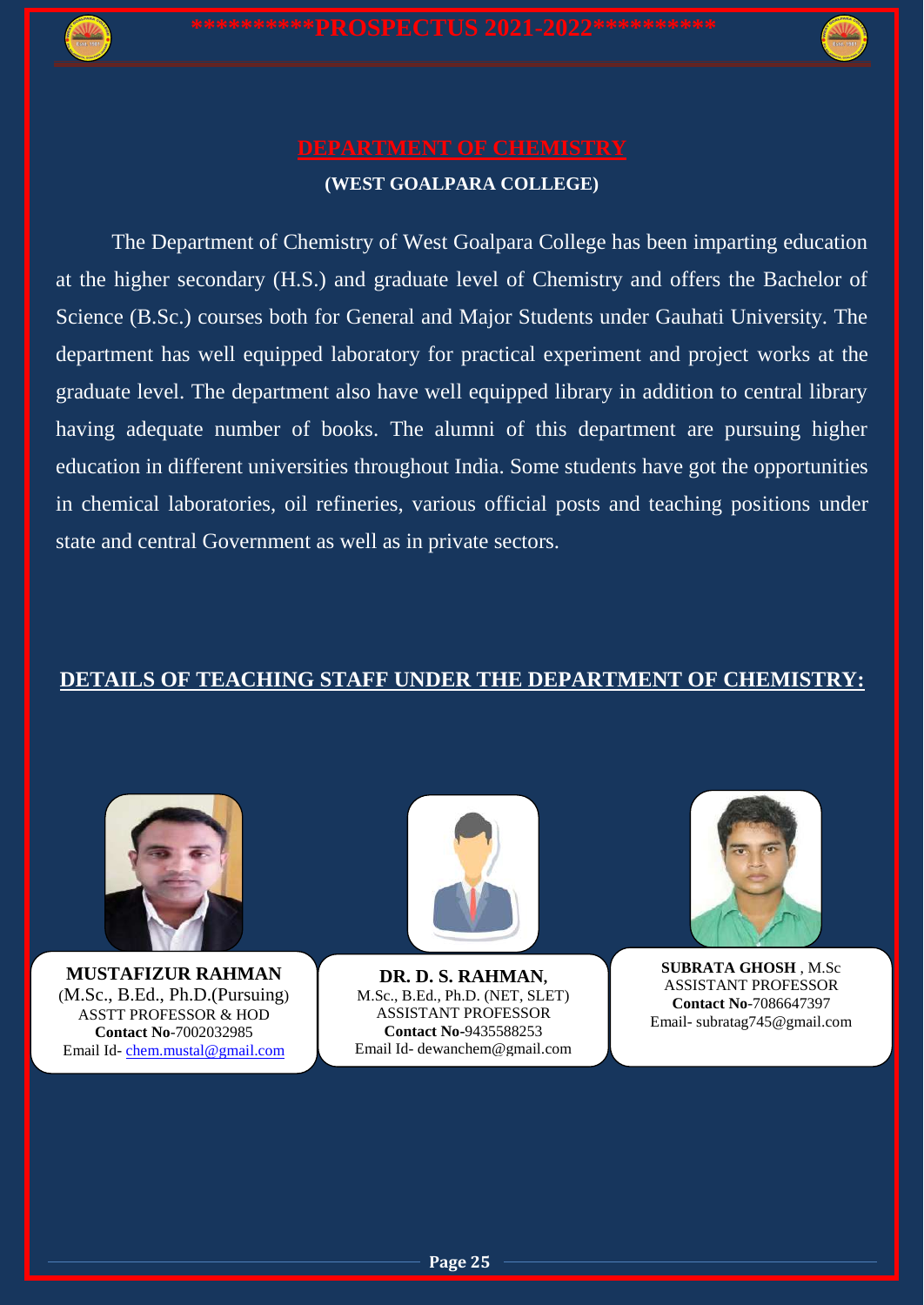# DEPARTMENT OF CHEMISTRY

**(WEST GOALPARA COLLEGE)**

The Department of Chemistry of West Goalpara College has been imparting education at the higher secondary (H.S.) and graduate level of Chemistry and offers the Bachelor of Science (B.Sc.) courses both for General and Major Students under Gauhati University. The department has well equipped laboratory for practical experiment and project works at the graduate level. The department also have well equipped library in addition to central library having adequate number of books. The alumni of this department are pursuing higher education in different universities throughout India. Some students have got the opportunities in chemical laboratories, oil refineries, various official posts and teaching positions under state and central Government as well as in private sectors.

## DETAILS OF TEACHING STAFF UNDER THE DEPARTMENT OF CHEMISTRY:

**MUSTAFIZUR RAHMAN**
(M.Sc., B.Ed., Ph.D.(Pursuing)
ASSTT PROFESSOR & HOD
**Contact No**-7002032985
Email Id- chem.mustal@gmail.com

**DR. D. S. RAHMAN,**
M.Sc., B.Ed., Ph.D. (NET, SLET)
ASSISTANT PROFESSOR
**Contact No**-9435588253
Email Id- dewanchem@gmail.com

**SUBRATA GHOSH** , M.Sc
ASSISTANT PROFESSOR
**Contact No**-7086647397
Email- subratag745@gmail.com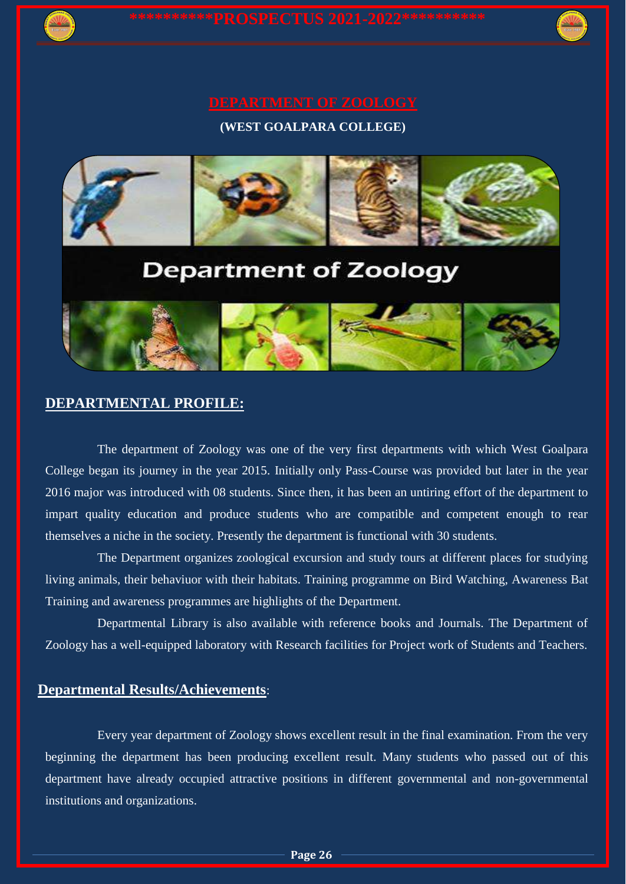# DEPARTMENT OF ZOOLOGY

**(WEST GOALPARA COLLEGE)**

## DEPARTMENTAL PROFILE:

The department of Zoology was one of the very first departments with which West Goalpara College began its journey in the year 2015. Initially only Pass-Course was provided but later in the year 2016 major was introduced with 08 students. Since then, it has been an untiring effort of the department to impart quality education and produce students who are compatible and competent enough to rear themselves a niche in the society. Presently the department is functional with 30 students.

The Department organizes zoological excursion and study tours at different places for studying living animals, their behaviuor with their habitats. Training programme on Bird Watching, Awareness Bat Training and awareness programmes are highlights of the Department.

Departmental Library is also available with reference books and Journals. The Department of Zoology has a well-equipped laboratory with Research facilities for Project work of Students and Teachers.

## Departmental Results/Achievements:

Every year department of Zoology shows excellent result in the final examination. From the very beginning the department has been producing excellent result. Many students who passed out of this department have already occupied attractive positions in different governmental and non-governmental institutions and organizations.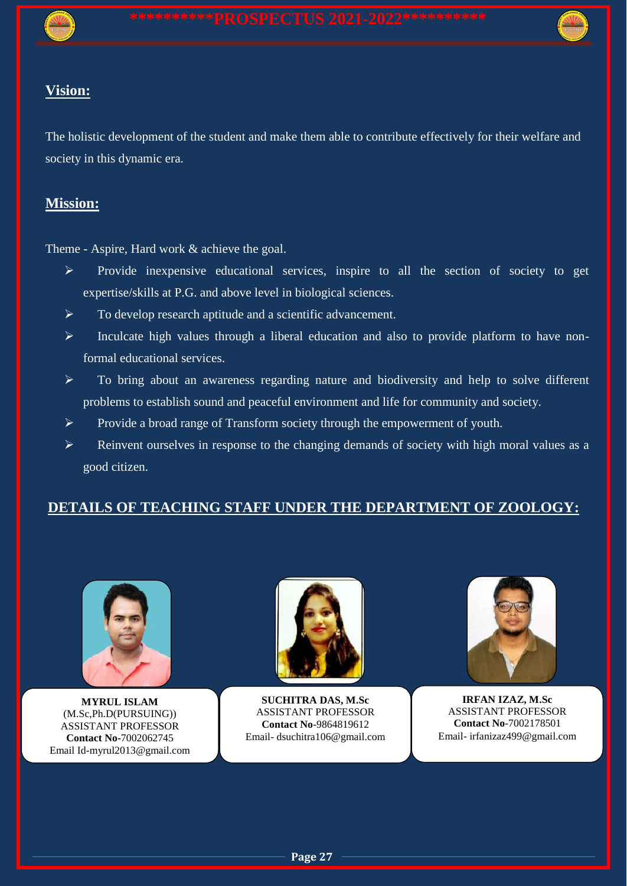## Vision:

The holistic development of the student and make them able to contribute effectively for their welfare and society in this dynamic era.

## Mission:

Theme - Aspire, Hard work & achieve the goal.

- Provide inexpensive educational services, inspire to all the section of society to get expertise/skills at P.G. and above level in biological sciences.
- To develop research aptitude and a scientific advancement.
- Inculcate high values through a liberal education and also to provide platform to have non-formal educational services.
- To bring about an awareness regarding nature and biodiversity and help to solve different problems to establish sound and peaceful environment and life for community and society.
- Provide a broad range of Transform society through the empowerment of youth.
- Reinvent ourselves in response to the changing demands of society with high moral values as a good citizen.

## DETAILS OF TEACHING STAFF UNDER THE DEPARTMENT OF ZOOLOGY:

**MYRUL ISLAM**
(M.Sc,Ph.D(PURSUING))
ASSISTANT PROFESSOR
**Contact No**-7002062745
Email Id-myrul2013@gmail.com

**SUCHITRA DAS, M.Sc**
ASSISTANT PROFESSOR
**Contact No**-9864819612
Email- dsuchitra106@gmail.com

**IRFAN IZAZ, M.Sc**
ASSISTANT PROFESSOR
**Contact No**-7002178501
Email- irfanizaz499@gmail.com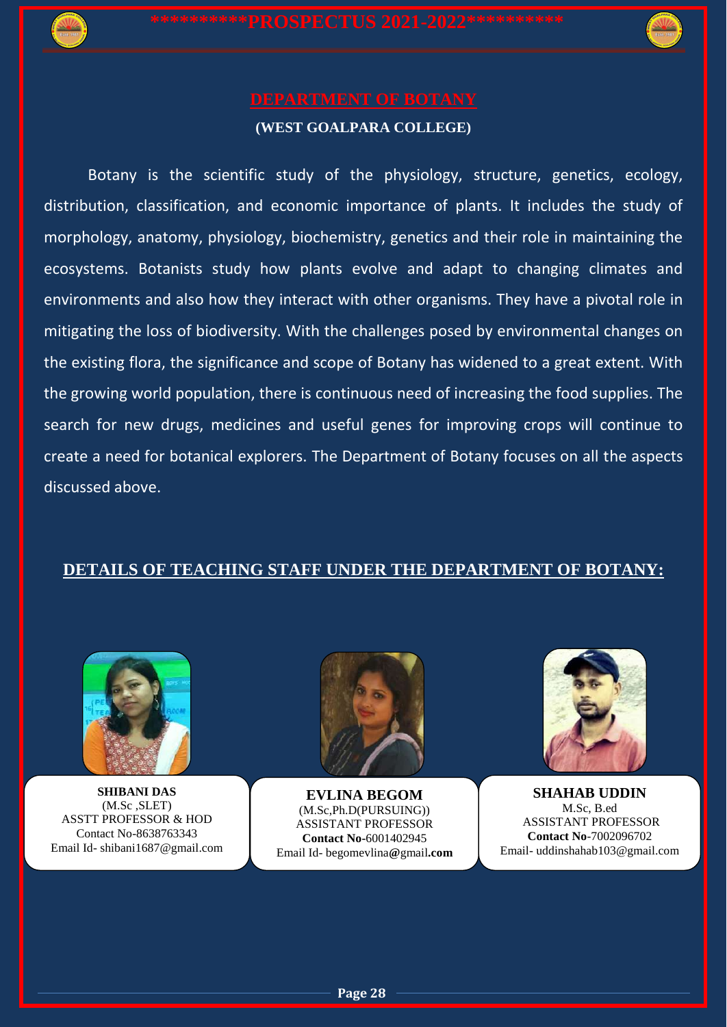# DEPARTMENT OF BOTANY

**(WEST GOALPARA COLLEGE)**

Botany is the scientific study of the physiology, structure, genetics, ecology, distribution, classification, and economic importance of plants. It includes the study of morphology, anatomy, physiology, biochemistry, genetics and their role in maintaining the ecosystems. Botanists study how plants evolve and adapt to changing climates and environments and also how they interact with other organisms. They have a pivotal role in mitigating the loss of biodiversity. With the challenges posed by environmental changes on the existing flora, the significance and scope of Botany has widened to a great extent. With the growing world population, there is continuous need of increasing the food supplies. The search for new drugs, medicines and useful genes for improving crops will continue to create a need for botanical explorers. The Department of Botany focuses on all the aspects discussed above.

## DETAILS OF TEACHING STAFF UNDER THE DEPARTMENT OF BOTANY:

**SHIBANI DAS**
(M.Sc ,SLET)
ASSTT PROFESSOR & HOD
Contact No-8638763343
Email Id- shibani1687@gmail.com

**EVLINA BEGOM**
(M.Sc,Ph.D(PURSUING))
ASSISTANT PROFESSOR
**Contact No-**6001402945
Email Id- begomevlina@gmail.com

**SHAHAB UDDIN**
M.Sc, B.ed
ASSISTANT PROFESSOR
**Contact No**-7002096702
Email- uddinshahab103@gmail.com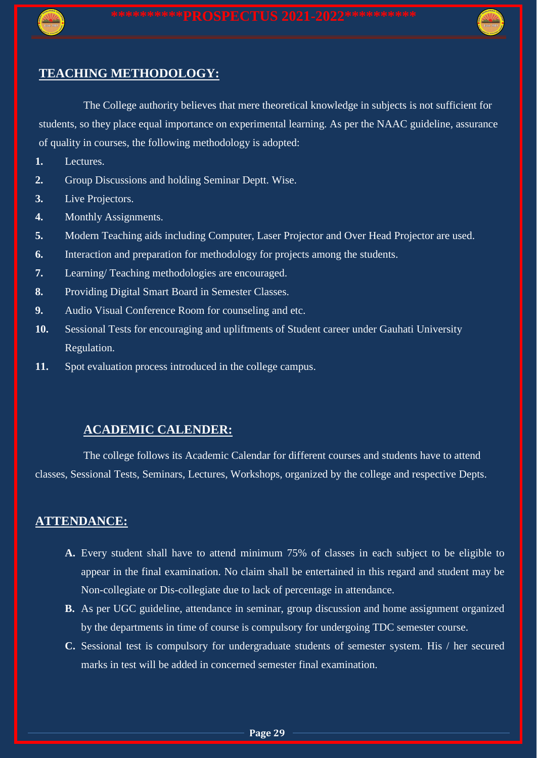## TEACHING METHODOLOGY:

The College authority believes that mere theoretical knowledge in subjects is not sufficient for students, so they place equal importance on experimental learning. As per the NAAC guideline, assurance of quality in courses, the following methodology is adopted:

1. Lectures.
2. Group Discussions and holding Seminar Deptt. Wise.
3. Live Projectors.
4. Monthly Assignments.
5. Modern Teaching aids including Computer, Laser Projector and Over Head Projector are used.
6. Interaction and preparation for methodology for projects among the students.
7. Learning/ Teaching methodologies are encouraged.
8. Providing Digital Smart Board in Semester Classes.
9. Audio Visual Conference Room for counseling and etc.
10. Sessional Tests for encouraging and upliftments of Student career under Gauhati University Regulation.
11. Spot evaluation process introduced in the college campus.

## ACADEMIC CALENDER:

The college follows its Academic Calendar for different courses and students have to attend classes, Sessional Tests, Seminars, Lectures, Workshops, organized by the college and respective Depts.

## ATTENDANCE:

**A.** Every student shall have to attend minimum 75% of classes in each subject to be eligible to appear in the final examination. No claim shall be entertained in this regard and student may be Non-collegiate or Dis-collegiate due to lack of percentage in attendance.

**B.** As per UGC guideline, attendance in seminar, group discussion and home assignment organized by the departments in time of course is compulsory for undergoing TDC semester course.

**C.** Sessional test is compulsory for undergraduate students of semester system. His / her secured marks in test will be added in concerned semester final examination.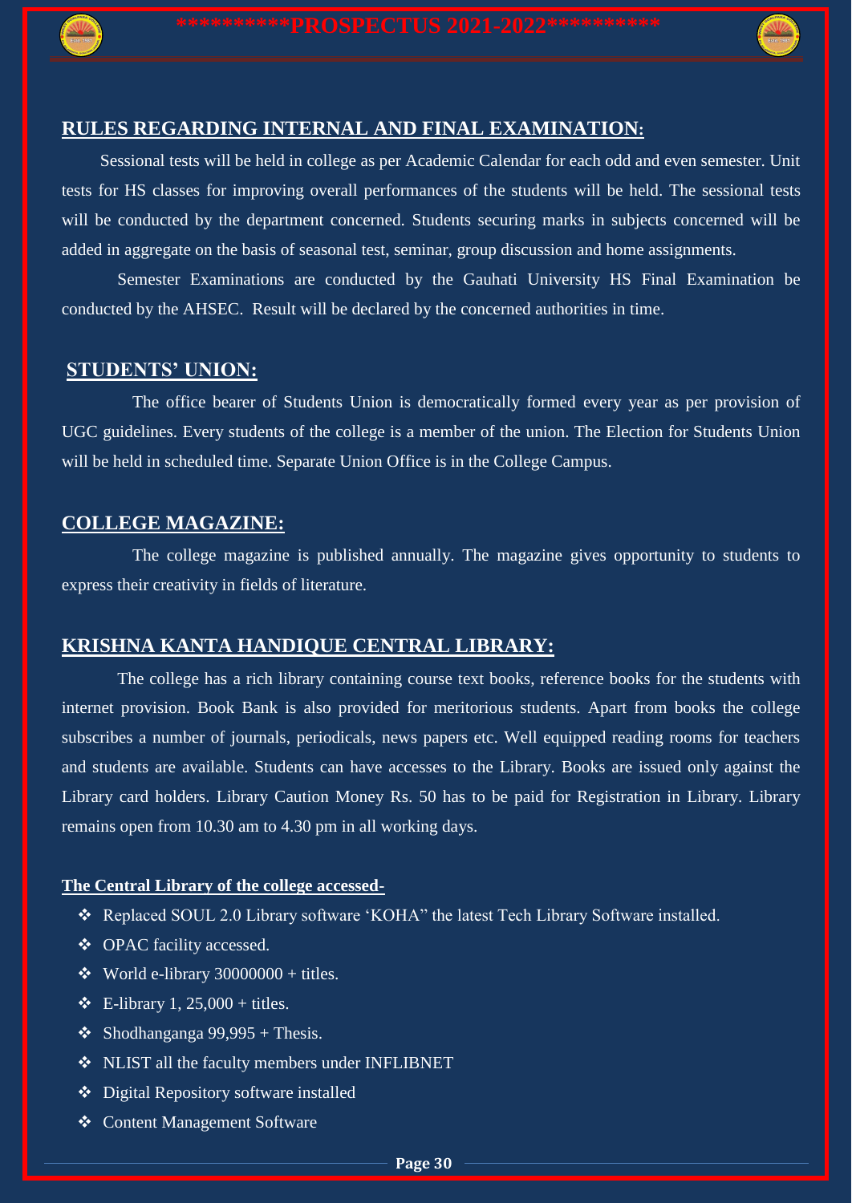## RULES REGARDING INTERNAL AND FINAL EXAMINATION:

Sessional tests will be held in college as per Academic Calendar for each odd and even semester. Unit tests for HS classes for improving overall performances of the students will be held. The sessional tests will be conducted by the department concerned. Students securing marks in subjects concerned will be added in aggregate on the basis of seasonal test, seminar, group discussion and home assignments.

Semester Examinations are conducted by the Gauhati University HS Final Examination be conducted by the AHSEC. Result will be declared by the concerned authorities in time.

## STUDENTS' UNION:

The office bearer of Students Union is democratically formed every year as per provision of UGC guidelines. Every students of the college is a member of the union. The Election for Students Union will be held in scheduled time. Separate Union Office is in the College Campus.

## COLLEGE MAGAZINE:

The college magazine is published annually. The magazine gives opportunity to students to express their creativity in fields of literature.

## KRISHNA KANTA HANDIQUE CENTRAL LIBRARY:

The college has a rich library containing course text books, reference books for the students with internet provision. Book Bank is also provided for meritorious students. Apart from books the college subscribes a number of journals, periodicals, news papers etc. Well equipped reading rooms for teachers and students are available. Students can have accesses to the Library. Books are issued only against the Library card holders. Library Caution Money Rs. 50 has to be paid for Registration in Library. Library remains open from 10.30 am to 4.30 pm in all working days.

**The Central Library of the college accessed-**

- Replaced SOUL 2.0 Library software 'KOHA" the latest Tech Library Software installed.
- OPAC facility accessed.
- World e-library 30000000 + titles.
- E-library 1, 25,000 + titles.
- Shodhanganga 99,995 + Thesis.
- NLIST all the faculty members under INFLIBNET
- Digital Repository software installed
- Content Management Software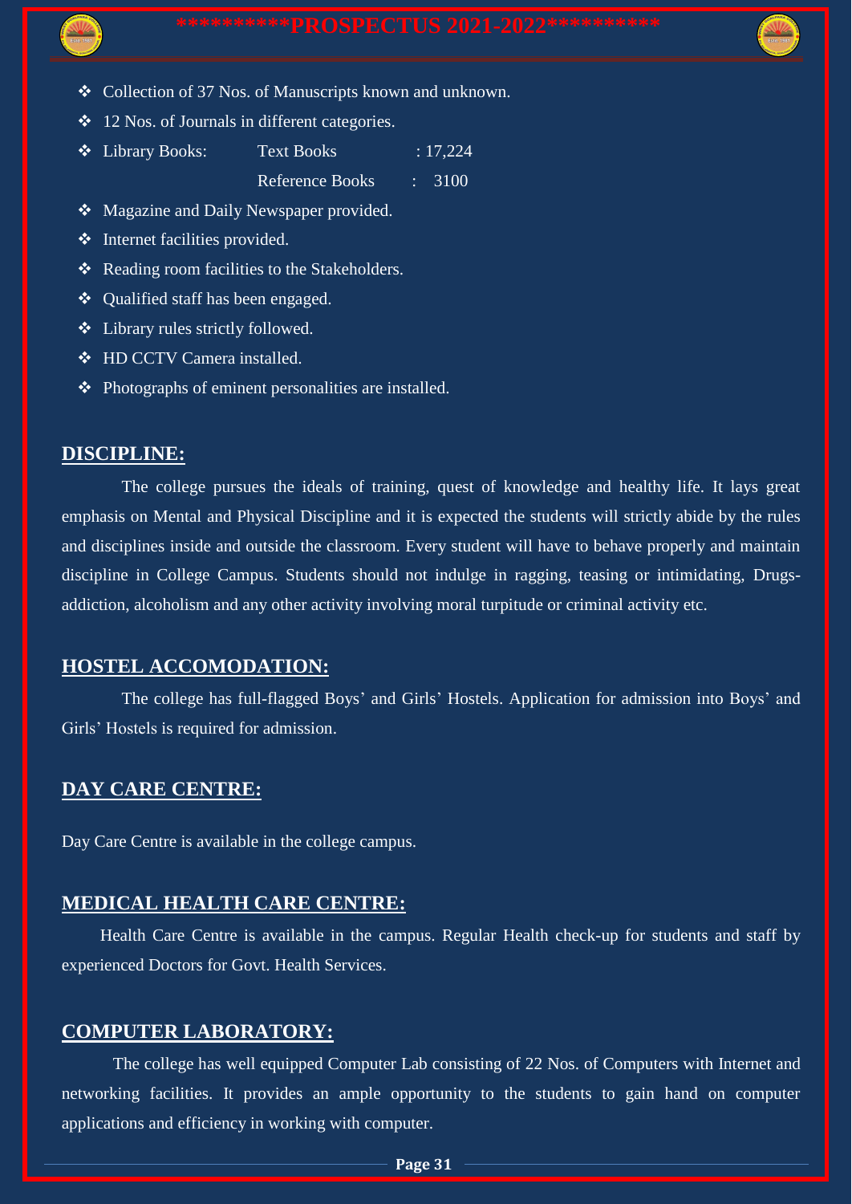- Collection of 37 Nos. of Manuscripts known and unknown.
- 12 Nos. of Journals in different categories.
- Library Books:

| | | |
|---|---|---|
| Text Books | : | 17,224 |
| Reference Books | : | 3100 |

- Magazine and Daily Newspaper provided.
- Internet facilities provided.
- Reading room facilities to the Stakeholders.
- Qualified staff has been engaged.
- Library rules strictly followed.
- HD CCTV Camera installed.
- Photographs of eminent personalities are installed.

## DISCIPLINE:

The college pursues the ideals of training, quest of knowledge and healthy life. It lays great emphasis on Mental and Physical Discipline and it is expected the students will strictly abide by the rules and disciplines inside and outside the classroom. Every student will have to behave properly and maintain discipline in College Campus. Students should not indulge in ragging, teasing or intimidating, Drugs-addiction, alcoholism and any other activity involving moral turpitude or criminal activity etc.

## HOSTEL ACCOMODATION:

The college has full-flagged Boys' and Girls' Hostels. Application for admission into Boys' and Girls' Hostels is required for admission.

## DAY CARE CENTRE:

Day Care Centre is available in the college campus.

## MEDICAL HEALTH CARE CENTRE:

Health Care Centre is available in the campus. Regular Health check-up for students and staff by experienced Doctors for Govt. Health Services.

## COMPUTER LABORATORY:

The college has well equipped Computer Lab consisting of 22 Nos. of Computers with Internet and networking facilities. It provides an ample opportunity to the students to gain hand on computer applications and efficiency in working with computer.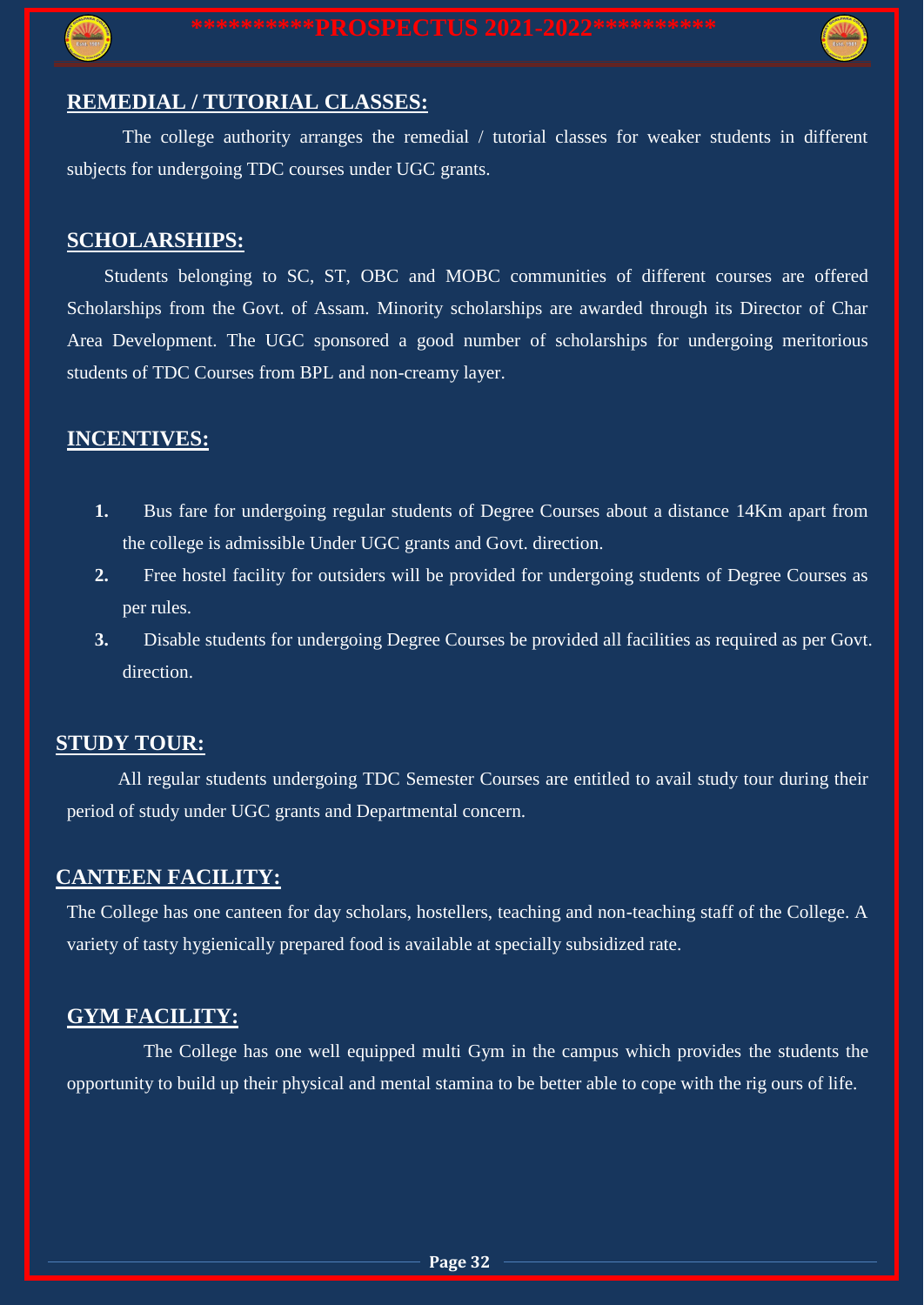## REMEDIAL / TUTORIAL CLASSES:

The college authority arranges the remedial / tutorial classes for weaker students in different subjects for undergoing TDC courses under UGC grants.

## SCHOLARSHIPS:

Students belonging to SC, ST, OBC and MOBC communities of different courses are offered Scholarships from the Govt. of Assam. Minority scholarships are awarded through its Director of Char Area Development. The UGC sponsored a good number of scholarships for undergoing meritorious students of TDC Courses from BPL and non-creamy layer.

## INCENTIVES:

1. Bus fare for undergoing regular students of Degree Courses about a distance 14Km apart from the college is admissible Under UGC grants and Govt. direction.
2. Free hostel facility for outsiders will be provided for undergoing students of Degree Courses as per rules.
3. Disable students for undergoing Degree Courses be provided all facilities as required as per Govt. direction.

## STUDY TOUR:

All regular students undergoing TDC Semester Courses are entitled to avail study tour during their period of study under UGC grants and Departmental concern.

## CANTEEN FACILITY:

The College has one canteen for day scholars, hostellers, teaching and non-teaching staff of the College. A variety of tasty hygienically prepared food is available at specially subsidized rate.

## GYM FACILITY:

The College has one well equipped multi Gym in the campus which provides the students the opportunity to build up their physical and mental stamina to be better able to cope with the rig ours of life.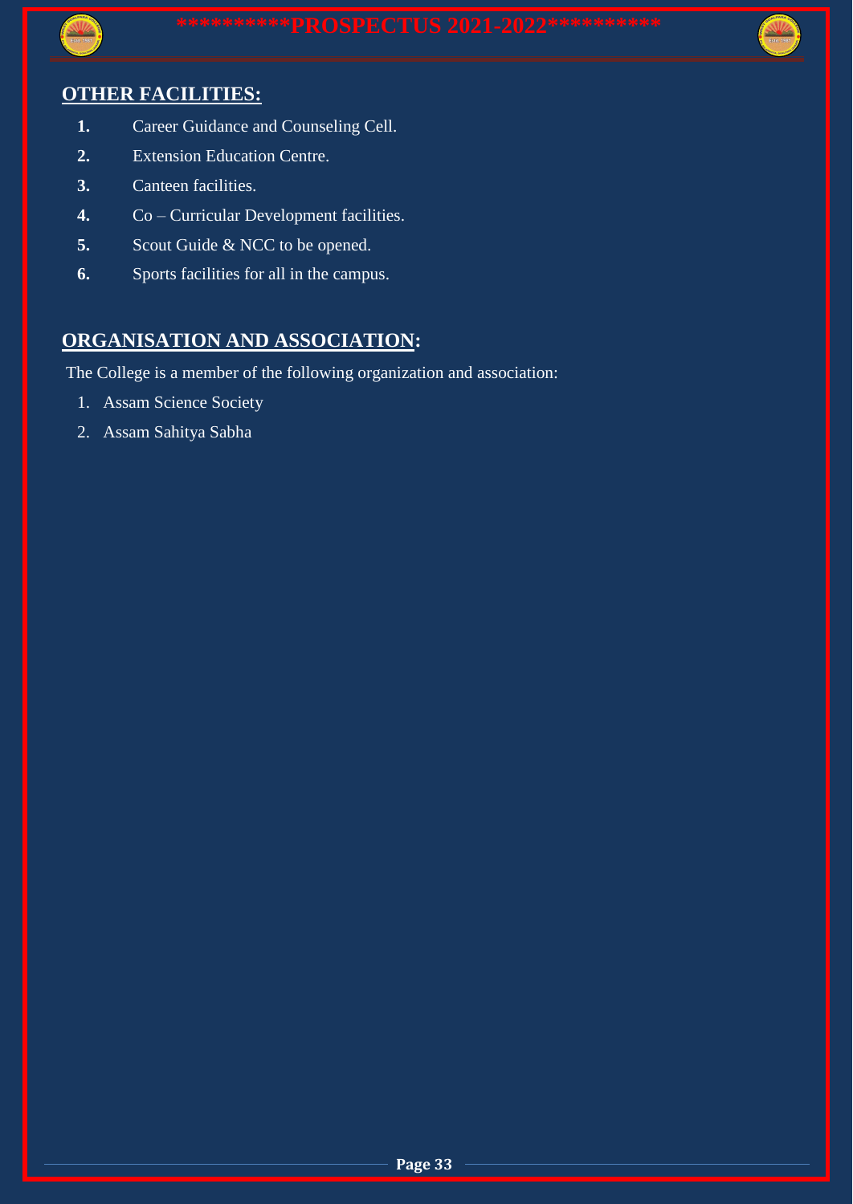## OTHER FACILITIES:

1. Career Guidance and Counseling Cell.
2. Extension Education Centre.
3. Canteen facilities.
4. Co – Curricular Development facilities.
5. Scout Guide & NCC to be opened.
6. Sports facilities for all in the campus.

## ORGANISATION AND ASSOCIATION:

The College is a member of the following organization and association:

1. Assam Science Society
2. Assam Sahitya Sabha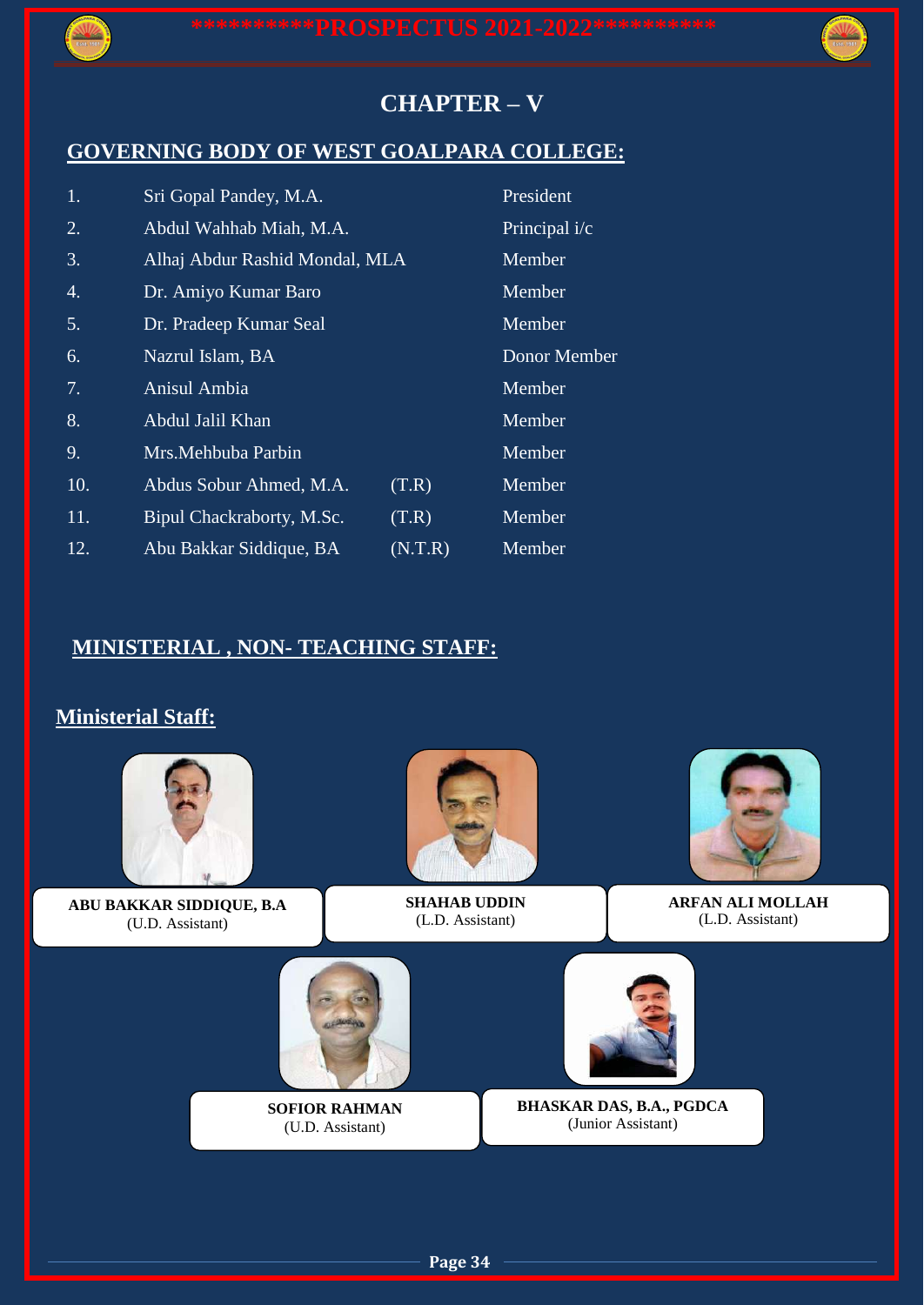# CHAPTER – V

## GOVERNING BODY OF WEST GOALPARA COLLEGE:

| | | | |
|---|---|---|---|
| 1. | Sri Gopal Pandey, M.A. | | President |
| 2. | Abdul Wahhab Miah, M.A. | | Principal i/c |
| 3. | Alhaj Abdur Rashid Mondal, MLA | | Member |
| 4. | Dr. Amiyo Kumar Baro | | Member |
| 5. | Dr. Pradeep Kumar Seal | | Member |
| 6. | Nazrul Islam, BA | | Donor Member |
| 7. | Anisul Ambia | | Member |
| 8. | Abdul Jalil Khan | | Member |
| 9. | Mrs.Mehbuba Parbin | | Member |
| 10. | Abdus Sobur Ahmed, M.A. | (T.R) | Member |
| 11. | Bipul Chackraborty, M.Sc. | (T.R) | Member |
| 12. | Abu Bakkar Siddique, BA | (N.T.R) | Member |

## MINISTERIAL , NON- TEACHING STAFF:

### Ministerial Staff:

**ABU BAKKAR SIDDIQUE, B.A**
(U.D. Assistant)

**SHAHAB UDDIN**
(L.D. Assistant)

**ARFAN ALI MOLLAH**
(L.D. Assistant)

**SOFIOR RAHMAN**
(U.D. Assistant)

**BHASKAR DAS, B.A., PGDCA**
(Junior Assistant)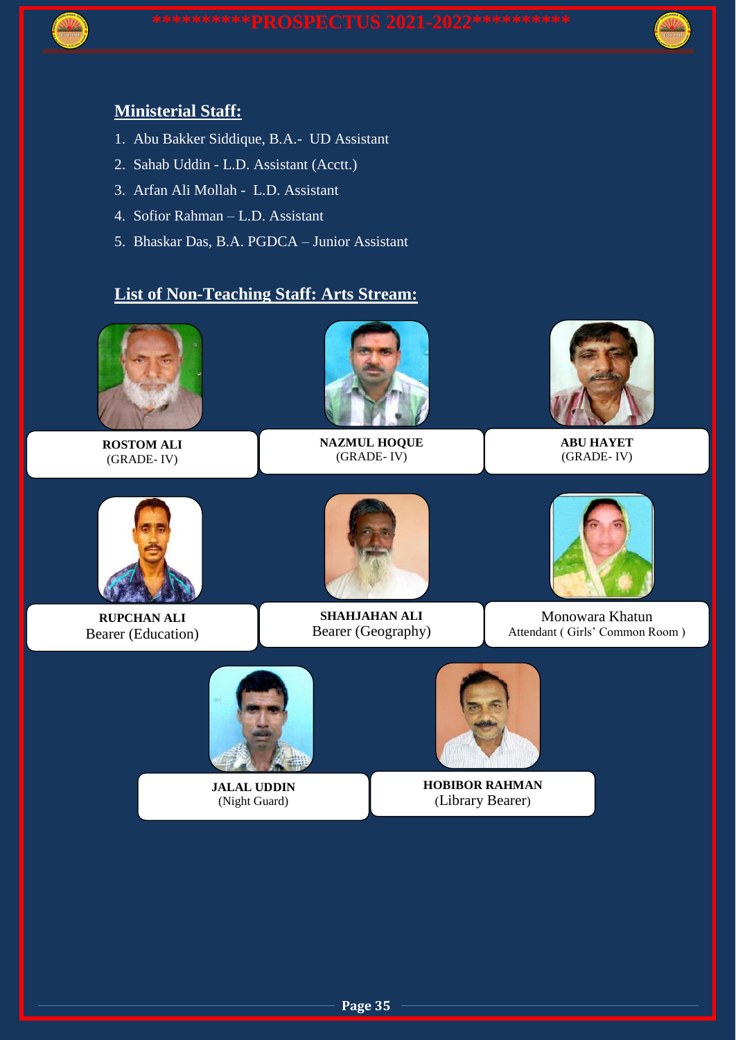## Ministerial Staff:

1. Abu Bakker Siddique, B.A.- UD Assistant
2. Sahab Uddin - L.D. Assistant (Acctt.)
3. Arfan Ali Mollah - L.D. Assistant
4. Sofior Rahman – L.D. Assistant
5. Bhaskar Das, B.A. PGDCA – Junior Assistant

## List of Non-Teaching Staff: Arts Stream:

**ROSTOM ALI**
(GRADE- IV)

**NAZMUL HOQUE**
(GRADE- IV)

**ABU HAYET**
(GRADE- IV)

**RUPCHAN ALI**
Bearer (Education)

**SHAHJAHAN ALI**
Bearer (Geography)

Monowara Khatun
Attendant ( Girls' Common Room )

**JALAL UDDIN**
(Night Guard)

**HOBIBOR RAHMAN**
(Library Bearer)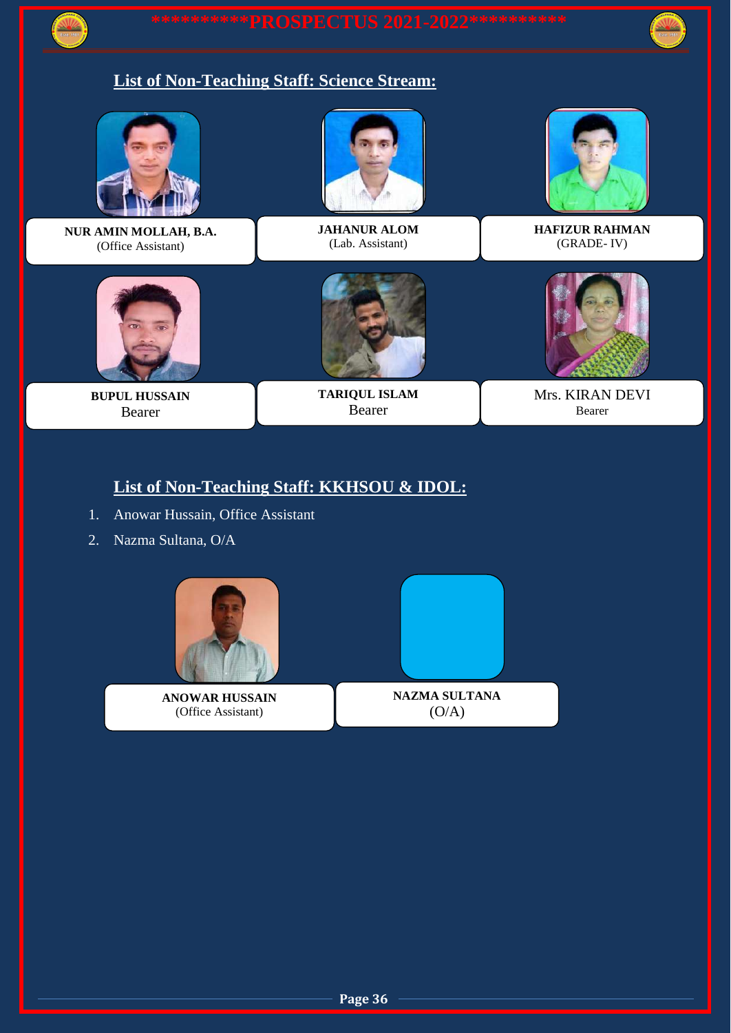## List of Non-Teaching Staff: Science Stream:

**NUR AMIN MOLLAH, B.A.**
(Office Assistant)

**JAHANUR ALOM**
(Lab. Assistant)

**HAFIZUR RAHMAN**
(GRADE- IV)

**BUPUL HUSSAIN**
Bearer

**TARIQUL ISLAM**
Bearer

Mrs. KIRAN DEVI
Bearer

## List of Non-Teaching Staff: KKHSOU & IDOL:

1. Anowar Hussain, Office Assistant
2. Nazma Sultana, O/A

**ANOWAR HUSSAIN**
(Office Assistant)

**NAZMA SULTANA**
(O/A)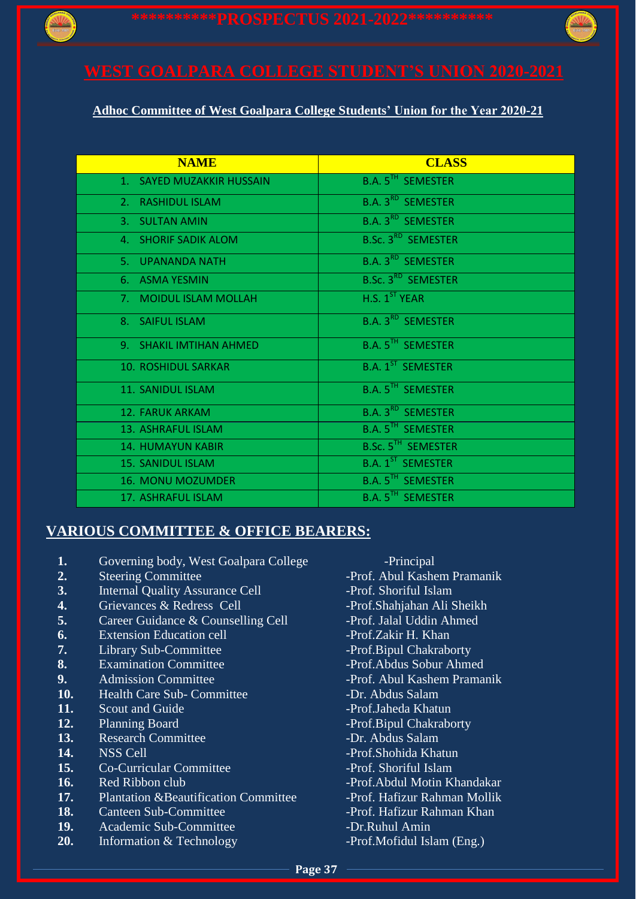## WEST GOALPARA COLLEGE STUDENT'S UNION 2020-2021

**Adhoc Committee of West Goalpara College Students' Union for the Year 2020-21**

| NAME | CLASS |
|---|---|
| 1. SAYED MUZAKKIR HUSSAIN | B.A. 5TH SEMESTER |
| 2. RASHIDUL ISLAM | B.A. 3RD SEMESTER |
| 3. SULTAN AMIN | B.A. 3RD SEMESTER |
| 4. SHORIF SADIK ALOM | B.Sc. 3RD SEMESTER |
| 5. UPANANDA NATH | B.A. 3RD SEMESTER |
| 6. ASMA YESMIN | B.Sc. 3RD SEMESTER |
| 7. MOIDUL ISLAM MOLLAH | H.S. 1ST YEAR |
| 8. SAIFUL ISLAM | B.A. 3RD SEMESTER |
| 9. SHAKIL IMTIHAN AHMED | B.A. 5TH SEMESTER |
| 10. ROSHIDUL SARKAR | B.A. 1ST SEMESTER |
| 11. SANIDUL ISLAM | B.A. 5TH SEMESTER |
| 12. FARUK ARKAM | B.A. 3RD SEMESTER |
| 13. ASHRAFUL ISLAM | B.A. 5TH SEMESTER |
| 14. HUMAYUN KABIR | B.Sc. 5TH SEMESTER |
| 15. SANIDUL ISLAM | B.A. 1ST SEMESTER |
| 16. MONU MOZUMDER | B.A. 5TH SEMESTER |
| 17. ASHRAFUL ISLAM | B.A. 5TH SEMESTER |

## VARIOUS COMMITTEE & OFFICE BEARERS:

1. Governing body, West Goalpara College -Principal
2. Steering Committee -Prof. Abul Kashem Pramanik
3. Internal Quality Assurance Cell -Prof. Shoriful Islam
4. Grievances & Redress Cell -Prof.Shahjahan Ali Sheikh
5. Career Guidance & Counselling Cell -Prof. Jalal Uddin Ahmed
6. Extension Education cell -Prof.Zakir H. Khan
7. Library Sub-Committee -Prof.Bipul Chakraborty
8. Examination Committee -Prof.Abdus Sobur Ahmed
9. Admission Committee -Prof. Abul Kashem Pramanik
10. Health Care Sub- Committee -Dr. Abdus Salam
11. Scout and Guide -Prof.Jaheda Khatun
12. Planning Board -Prof.Bipul Chakraborty
13. Research Committee -Dr. Abdus Salam
14. NSS Cell -Prof.Shohida Khatun
15. Co-Curricular Committee -Prof. Shoriful Islam
16. Red Ribbon club -Prof.Abdul Motin Khandakar
17. Plantation &Beautification Committee -Prof. Hafizur Rahman Mollik
18. Canteen Sub-Committee -Prof. Hafizur Rahman Khan
19. Academic Sub-Committee -Dr.Ruhul Amin
20. Information & Technology -Prof.Mofidul Islam (Eng.)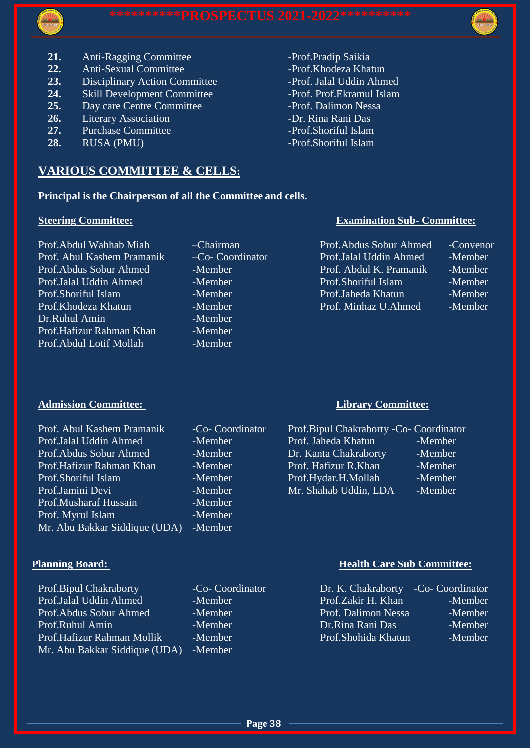| | | |
|---|---|---|
| **21.** | Anti-Ragging Committee | -Prof.Pradip Saikia |
| **22.** | Anti-Sexual Committee | -Prof.Khodeza Khatun |
| **23.** | Disciplinary Action Committee | -Prof. Jalal Uddin Ahmed |
| **24.** | Skill Development Committee | -Prof. Prof.Ekramul Islam |
| **25.** | Day care Centre Committee | -Prof. Dalimon Nessa |
| **26.** | Literary Association | -Dr. Rina Rani Das |
| **27.** | Purchase Committee | -Prof.Shoriful Islam |
| **28.** | RUSA (PMU) | -Prof.Shoriful Islam |

## VARIOUS COMMITTEE & CELLS:

**Principal is the Chairperson of all the Committee and cells.**

### Steering Committee:

| Name | Role |
|---|---|
| Prof.Abdul Wahhab Miah | –Chairman |
| Prof. Abul Kashem Pramanik | –Co- Coordinator |
| Prof.Abdus Sobur Ahmed | -Member |
| Prof.Jalal Uddin Ahmed | -Member |
| Prof.Shoriful Islam | -Member |
| Prof.Khodeza Khatun | -Member |
| Dr.Ruhul Amin | -Member |
| Prof.Hafizur Rahman Khan | -Member |
| Prof.Abdul Lotif Mollah | -Member |

### Examination Sub- Committee:

| Name | Role |
|---|---|
| Prof.Abdus Sobur Ahmed | -Convenor |
| Prof.Jalal Uddin Ahmed | -Member |
| Prof. Abdul K. Pramanik | -Member |
| Prof.Shoriful Islam | -Member |
| Prof.Jaheda Khatun | -Member |
| Prof. Minhaz U.Ahmed | -Member |

### Admission Committee:

| Name | Role |
|---|---|
| Prof. Abul Kashem Pramanik | -Co- Coordinator |
| Prof.Jalal Uddin Ahmed | -Member |
| Prof.Abdus Sobur Ahmed | -Member |
| Prof.Hafizur Rahman Khan | -Member |
| Prof.Shoriful Islam | -Member |
| Prof.Jamini Devi | -Member |
| Prof.Musharaf Hussain | -Member |
| Prof. Myrul Islam | -Member |
| Mr. Abu Bakkar Siddique (UDA) | -Member |

### Library Committee:

| Name | Role |
|---|---|
| Prof.Bipul Chakraborty | -Co- Coordinator |
| Prof. Jaheda Khatun | -Member |
| Dr. Kanta Chakraborty | -Member |
| Prof. Hafizur R.Khan | -Member |
| Prof.Hydar.H.Mollah | -Member |
| Mr. Shahab Uddin, LDA | -Member |

### Planning Board:

| Name | Role |
|---|---|
| Prof.Bipul Chakraborty | -Co- Coordinator |
| Prof.Jalal Uddin Ahmed | -Member |
| Prof.Abdus Sobur Ahmed | -Member |
| Prof.Ruhul Amin | -Member |
| Prof.Hafizur Rahman Mollik | -Member |
| Mr. Abu Bakkar Siddique (UDA) | -Member |

### Health Care Sub Committee:

| Name | Role |
|---|---|
| Dr. K. Chakraborty | -Co- Coordinator |
| Prof.Zakir H. Khan | -Member |
| Prof. Dalimon Nessa | -Member |
| Dr.Rina Rani Das | -Member |
| Prof.Shohida Khatun | -Member |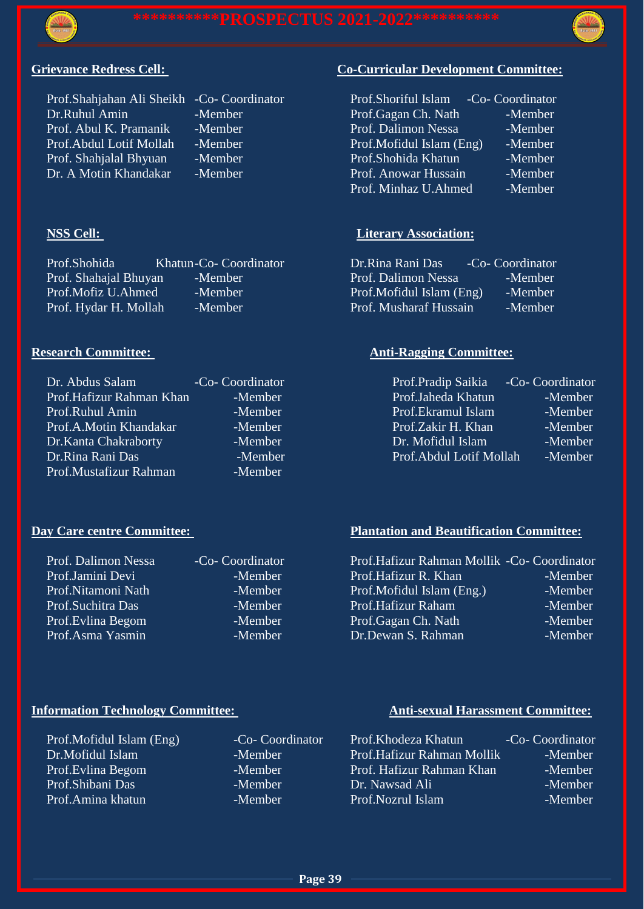## Grievance Redress Cell:

| | |
|---|---|
| Prof.Shahjahan Ali Sheikh | -Co- Coordinator |
| Dr.Ruhul Amin | -Member |
| Prof. Abul K. Pramanik | -Member |
| Prof.Abdul Lotif Mollah | -Member |
| Prof. Shahjalal Bhyuan | -Member |
| Dr. A Motin Khandakar | -Member |

## Co-Curricular Development Committee:

| | |
|---|---|
| Prof.Shoriful Islam | -Co- Coordinator |
| Prof.Gagan Ch. Nath | -Member |
| Prof. Dalimon Nessa | -Member |
| Prof.Mofidul Islam (Eng) | -Member |
| Prof.Shohida Khatun | -Member |
| Prof. Anowar Hussain | -Member |
| Prof. Minhaz U.Ahmed | -Member |

## NSS Cell:

| | |
|---|---|
| Prof.Shohida Khatun | -Co- Coordinator |
| Prof. Shahajal Bhuyan | -Member |
| Prof.Mofiz U.Ahmed | -Member |
| Prof. Hydar H. Mollah | -Member |

## Literary Association:

| | |
|---|---|
| Dr.Rina Rani Das | -Co- Coordinator |
| Prof. Dalimon Nessa | -Member |
| Prof.Mofidul Islam (Eng) | -Member |
| Prof. Musharaf Hussain | -Member |

## Research Committee:

| | |
|---|---|
| Dr. Abdus Salam | -Co- Coordinator |
| Prof.Hafizur Rahman Khan | -Member |
| Prof.Ruhul Amin | -Member |
| Prof.A.Motin Khandakar | -Member |
| Dr.Kanta Chakraborty | -Member |
| Dr.Rina Rani Das | -Member |
| Prof.Mustafizur Rahman | -Member |

## Anti-Ragging Committee:

| | |
|---|---|
| Prof.Pradip Saikia | -Co- Coordinator |
| Prof.Jaheda Khatun | -Member |
| Prof.Ekramul Islam | -Member |
| Prof.Zakir H. Khan | -Member |
| Dr. Mofidul Islam | -Member |
| Prof.Abdul Lotif Mollah | -Member |

## Day Care centre Committee:

| | |
|---|---|
| Prof. Dalimon Nessa | -Co- Coordinator |
| Prof.Jamini Devi | -Member |
| Prof.Nitamoni Nath | -Member |
| Prof.Suchitra Das | -Member |
| Prof.Evlina Begom | -Member |
| Prof.Asma Yasmin | -Member |

## Plantation and Beautification Committee:

| | |
|---|---|
| Prof.Hafizur Rahman Mollik | -Co- Coordinator |
| Prof.Hafizur R. Khan | -Member |
| Prof.Mofidul Islam (Eng.) | -Member |
| Prof.Hafizur Raham | -Member |
| Prof.Gagan Ch. Nath | -Member |
| Dr.Dewan S. Rahman | -Member |

## Information Technology Committee:

| | |
|---|---|
| Prof.Mofidul Islam (Eng) | -Co- Coordinator |
| Dr.Mofidul Islam | -Member |
| Prof.Evlina Begom | -Member |
| Prof.Shibani Das | -Member |
| Prof.Amina khatun | -Member |

## Anti-sexual Harassment Committee:

| | |
|---|---|
| Prof.Khodeza Khatun | -Co- Coordinator |
| Prof.Hafizur Rahman Mollik | -Member |
| Prof. Hafizur Rahman Khan | -Member |
| Dr. Nawsad Ali | -Member |
| Prof.Nozrul Islam | -Member |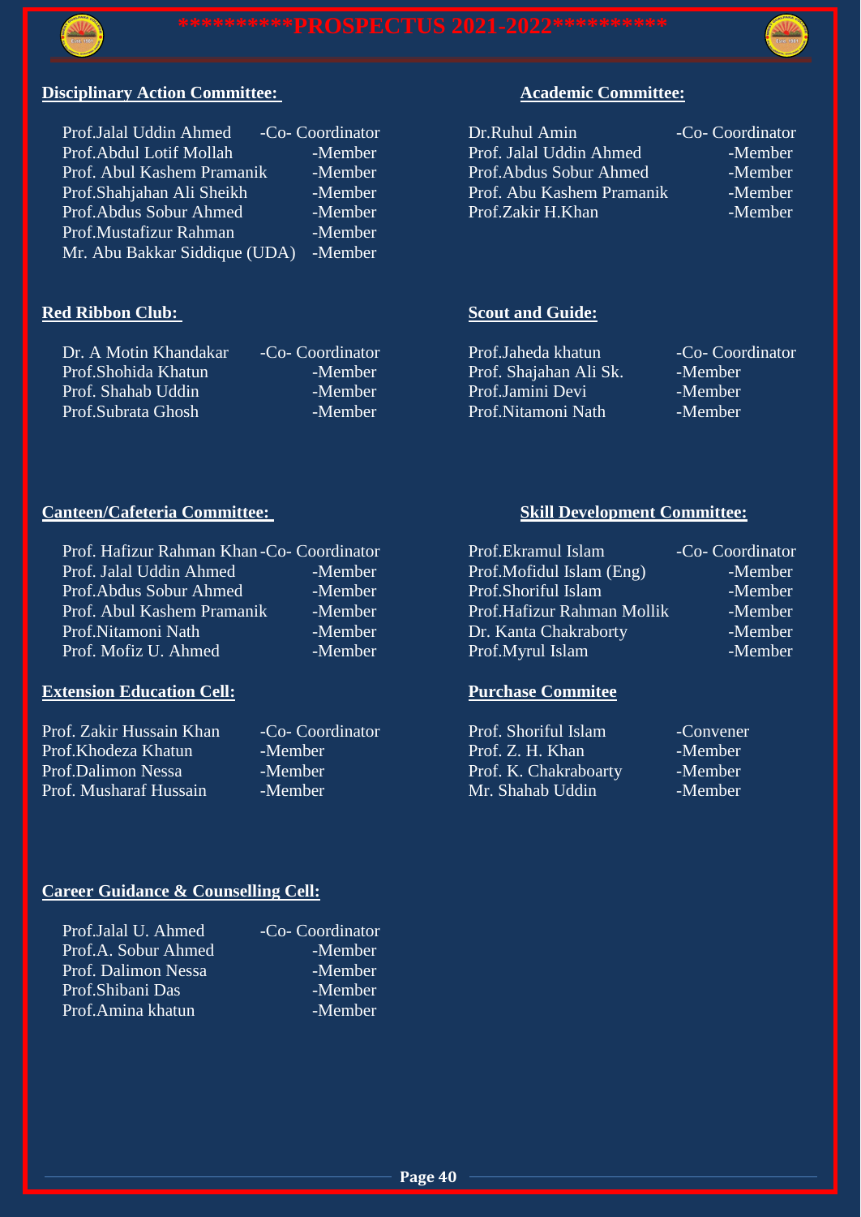#### Disciplinary Action Committee:

| | |
|---|---|
| Prof.Jalal Uddin Ahmed | -Co- Coordinator |
| Prof.Abdul Lotif Mollah | -Member |
| Prof. Abul Kashem Pramanik | -Member |
| Prof.Shahjahan Ali Sheikh | -Member |
| Prof.Abdus Sobur Ahmed | -Member |
| Prof.Mustafizur Rahman | -Member |
| Mr. Abu Bakkar Siddique (UDA) | -Member |

#### Academic Committee:

| | |
|---|---|
| Dr.Ruhul Amin | -Co- Coordinator |
| Prof. Jalal Uddin Ahmed | -Member |
| Prof.Abdus Sobur Ahmed | -Member |
| Prof. Abu Kashem Pramanik | -Member |
| Prof.Zakir H.Khan | -Member |

#### Red Ribbon Club:

| | |
|---|---|
| Dr. A Motin Khandakar | -Co- Coordinator |
| Prof.Shohida Khatun | -Member |
| Prof. Shahab Uddin | -Member |
| Prof.Subrata Ghosh | -Member |

#### Scout and Guide:

| | |
|---|---|
| Prof.Jaheda khatun | -Co- Coordinator |
| Prof. Shajahan Ali Sk. | -Member |
| Prof.Jamini Devi | -Member |
| Prof.Nitamoni Nath | -Member |

#### Canteen/Cafeteria Committee:

| | |
|---|---|
| Prof. Hafizur Rahman Khan | -Co- Coordinator |
| Prof. Jalal Uddin Ahmed | -Member |
| Prof.Abdus Sobur Ahmed | -Member |
| Prof. Abul Kashem Pramanik | -Member |
| Prof.Nitamoni Nath | -Member |
| Prof. Mofiz U. Ahmed | -Member |

#### Skill Development Committee:

| | |
|---|---|
| Prof.Ekramul Islam | -Co- Coordinator |
| Prof.Mofidul Islam (Eng) | -Member |
| Prof.Shoriful Islam | -Member |
| Prof.Hafizur Rahman Mollik | -Member |
| Dr. Kanta Chakraborty | -Member |
| Prof.Myrul Islam | -Member |

#### Extension Education Cell:

| | |
|---|---|
| Prof. Zakir Hussain Khan | -Co- Coordinator |
| Prof.Khodeza Khatun | -Member |
| Prof.Dalimon Nessa | -Member |
| Prof. Musharaf Hussain | -Member |

#### Purchase Commitee

| | |
|---|---|
| Prof. Shoriful Islam | -Convener |
| Prof. Z. H. Khan | -Member |
| Prof. K. Chakraboarty | -Member |
| Mr. Shahab Uddin | -Member |

#### Career Guidance & Counselling Cell:

| | |
|---|---|
| Prof.Jalal U. Ahmed | -Co- Coordinator |
| Prof.A. Sobur Ahmed | -Member |
| Prof. Dalimon Nessa | -Member |
| Prof.Shibani Das | -Member |
| Prof.Amina khatun | -Member |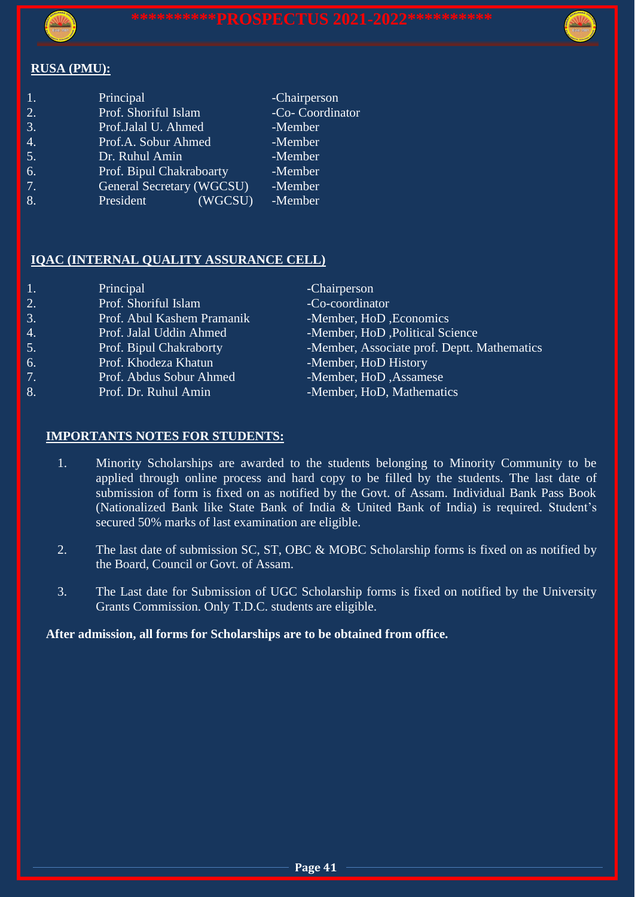## RUSA (PMU):

| | | |
|---|---|---|
| 1. | Principal | -Chairperson |
| 2. | Prof. Shoriful Islam | -Co- Coordinator |
| 3. | Prof.Jalal U. Ahmed | -Member |
| 4. | Prof.A. Sobur Ahmed | -Member |
| 5. | Dr. Ruhul Amin | -Member |
| 6. | Prof. Bipul Chakraboarty | -Member |
| 7. | General Secretary (WGCSU) | -Member |
| 8. | President (WGCSU) | -Member |

## IQAC (INTERNAL QUALITY ASSURANCE CELL)

| | | |
|---|---|---|
| 1. | Principal | -Chairperson |
| 2. | Prof. Shoriful Islam | -Co-coordinator |
| 3. | Prof. Abul Kashem Pramanik | -Member, HoD ,Economics |
| 4. | Prof. Jalal Uddin Ahmed | -Member, HoD ,Political Science |
| 5. | Prof. Bipul Chakraborty | -Member, Associate prof. Deptt. Mathematics |
| 6. | Prof. Khodeza Khatun | -Member, HoD History |
| 7. | Prof. Abdus Sobur Ahmed | -Member, HoD ,Assamese |
| 8. | Prof. Dr. Ruhul Amin | -Member, HoD, Mathematics |

## IMPORTANTS NOTES FOR STUDENTS:

1. Minority Scholarships are awarded to the students belonging to Minority Community to be applied through online process and hard copy to be filled by the students. The last date of submission of form is fixed on as notified by the Govt. of Assam. Individual Bank Pass Book (Nationalized Bank like State Bank of India & United Bank of India) is required. Student's secured 50% marks of last examination are eligible.

2. The last date of submission SC, ST, OBC & MOBC Scholarship forms is fixed on as notified by the Board, Council or Govt. of Assam.

3. The Last date for Submission of UGC Scholarship forms is fixed on notified by the University Grants Commission. Only T.D.C. students are eligible.

**After admission, all forms for Scholarships are to be obtained from office.**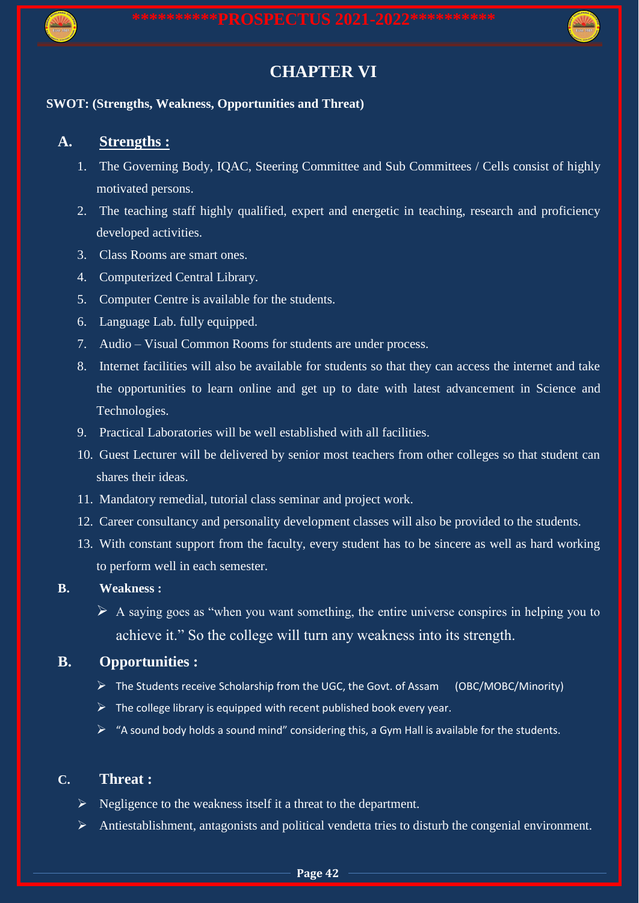# CHAPTER VI

**SWOT: (Strengths, Weakness, Opportunities and Threat)**

## A. Strengths :

1. The Governing Body, IQAC, Steering Committee and Sub Committees / Cells consist of highly motivated persons.
2. The teaching staff highly qualified, expert and energetic in teaching, research and proficiency developed activities.
3. Class Rooms are smart ones.
4. Computerized Central Library.
5. Computer Centre is available for the students.
6. Language Lab. fully equipped.
7. Audio – Visual Common Rooms for students are under process.
8. Internet facilities will also be available for students so that they can access the internet and take the opportunities to learn online and get up to date with latest advancement in Science and Technologies.
9. Practical Laboratories will be well established with all facilities.
10. Guest Lecturer will be delivered by senior most teachers from other colleges so that student can shares their ideas.
11. Mandatory remedial, tutorial class seminar and project work.
12. Career consultancy and personality development classes will also be provided to the students.
13. With constant support from the faculty, every student has to be sincere as well as hard working to perform well in each semester.

## B. Weakness :

- A saying goes as "when you want something, the entire universe conspires in helping you to achieve it." So the college will turn any weakness into its strength.

## B. Opportunities :

- The Students receive Scholarship from the UGC, the Govt. of Assam (OBC/MOBC/Minority)
- The college library is equipped with recent published book every year.
- "A sound body holds a sound mind" considering this, a Gym Hall is available for the students.

## C. Threat :

- Negligence to the weakness itself it a threat to the department.
- Antiestablishment, antagonists and political vendetta tries to disturb the congenial environment.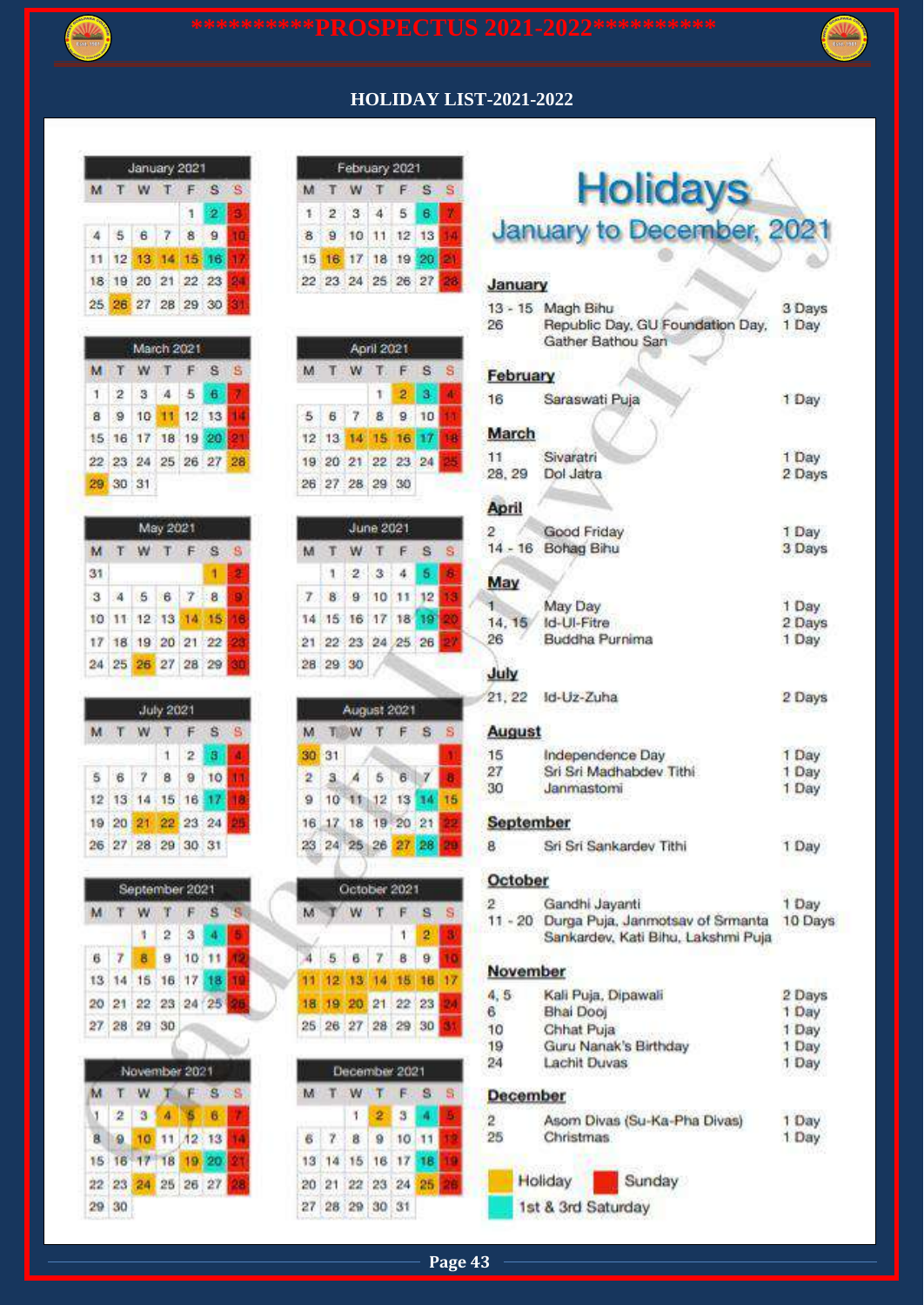## HOLIDAY LIST-2021-2022

# Holidays

## January to December, 2021

**January**

| | | |
|---|---|---|
| 13 - 15 | Magh Bihu | 3 Days |
| 26 | Republic Day, GU Foundation Day, Gather Bathou San | 1 Day |

**February**

| | | |
|---|---|---|
| 16 | Saraswati Puja | 1 Day |

**March**

| | | |
|---|---|---|
| 11 | Sivaratri | 1 Day |
| 28, 29 | Dol Jatra | 2 Days |

**April**

| | | |
|---|---|---|
| 2 | Good Friday | 1 Day |
| 14 - 16 | Bohag Bihu | 3 Days |

**May**

| | | |
|---|---|---|
| 1 | May Day | 1 Day |
| 14, 15 | Id-Ul-Fitre | 2 Days |
| 26 | Buddha Purnima | 1 Day |

**July**

| | | |
|---|---|---|
| 21, 22 | Id-Uz-Zuha | 2 Days |

**August**

| | | |
|---|---|---|
| 15 | Independence Day | 1 Day |
| 27 | Sri Sri Madhabdev Tithi | 1 Day |
| 30 | Janmastomi | 1 Day |

**September**

| | | |
|---|---|---|
| 8 | Sri Sri Sankardev Tithi | 1 Day |

**October**

| | | |
|---|---|---|
| 2 | Gandhi Jayanti | 1 Day |
| 11 - 20 | Durga Puja, Janmotsav of Srmanta Sankardev, Kati Bihu, Lakshmi Puja | 10 Days |

**November**

| | | |
|---|---|---|
| 4, 5 | Kali Puja, Dipawali | 2 Days |
| 6 | Bhai Dooj | 1 Day |
| 10 | Chhat Puja | 1 Day |
| 19 | Guru Nanak's Birthday | 1 Day |
| 24 | Lachit Duvas | 1 Day |

**December**

| | | |
|---|---|---|
| 2 | Asom Divas (Su-Ka-Pha Divas) | 1 Day |
| 25 | Christmas | 1 Day |

Holiday | Sunday | 1st & 3rd Saturday